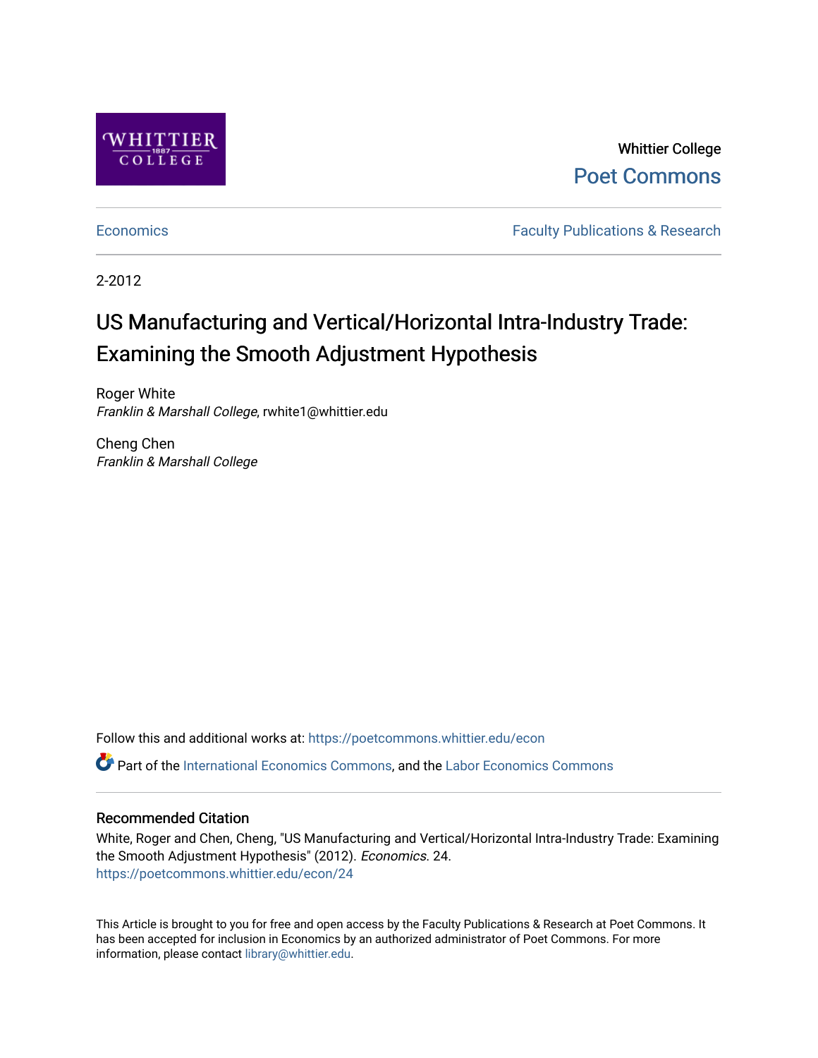Whittier College

Poet Commons

Economics

Faculty Publications & Research

2-2012

# US Manufacturing and Vertical/Horizontal Intra-Industry Trade: Examining the Smooth Adjustment Hypothesis

Roger White
*Franklin & Marshall College*, rwhite1@whittier.edu

Cheng Chen
*Franklin & Marshall College*

Follow this and additional works at: https://poetcommons.whittier.edu/econ

Part of the International Economics Commons, and the Labor Economics Commons

## Recommended Citation

White, Roger and Chen, Cheng, "US Manufacturing and Vertical/Horizontal Intra-Industry Trade: Examining the Smooth Adjustment Hypothesis" (2012). *Economics*. 24.
https://poetcommons.whittier.edu/econ/24

This Article is brought to you for free and open access by the Faculty Publications & Research at Poet Commons. It has been accepted for inclusion in Economics by an authorized administrator of Poet Commons. For more information, please contact library@whittier.edu.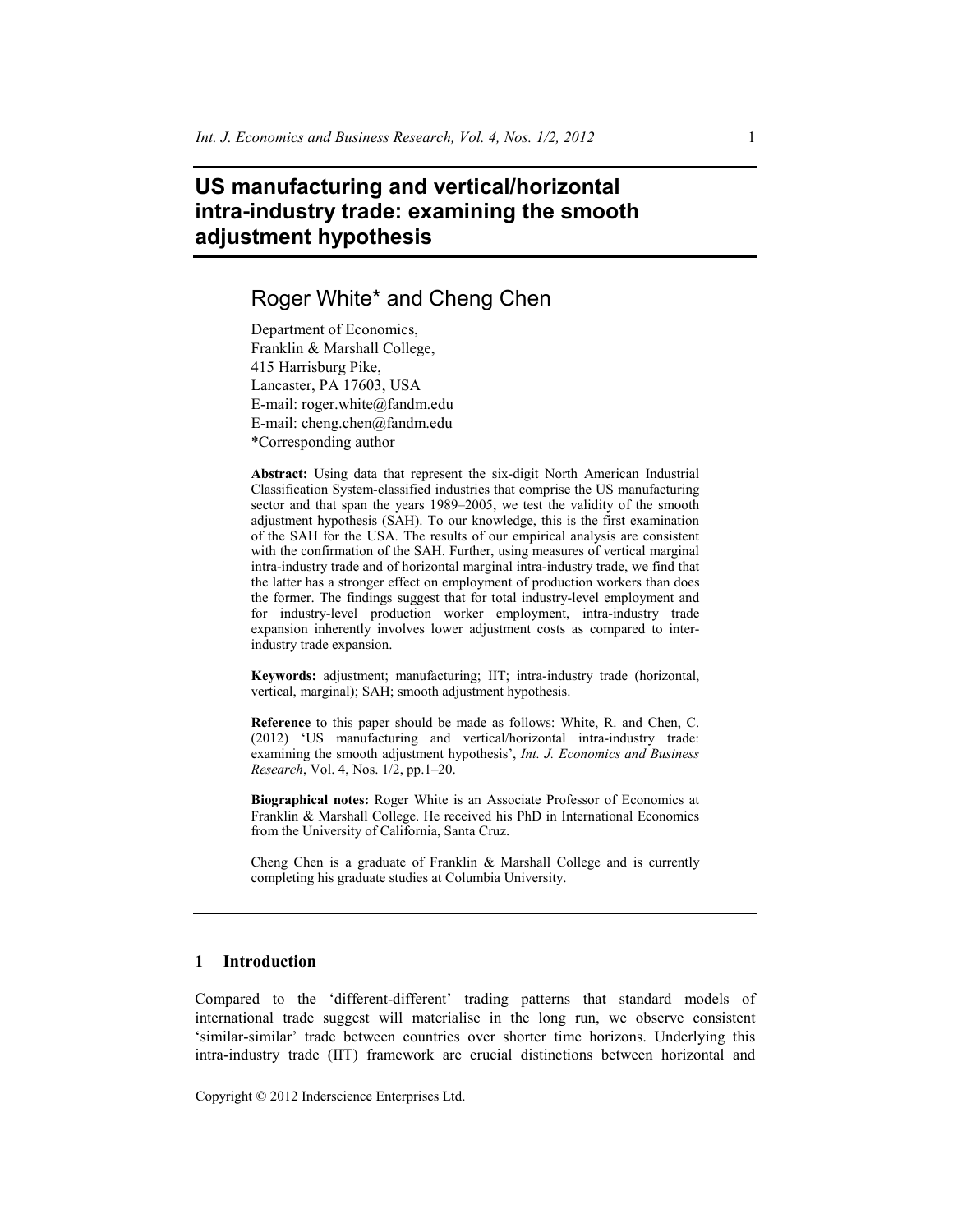# US manufacturing and vertical/horizontal intra-industry trade: examining the smooth adjustment hypothesis

## Roger White* and Cheng Chen

Department of Economics,
Franklin & Marshall College,
415 Harrisburg Pike,
Lancaster, PA 17603, USA
E-mail: roger.white@fandm.edu
E-mail: cheng.chen@fandm.edu
*Corresponding author

**Abstract:** Using data that represent the six-digit North American Industrial Classification System-classified industries that comprise the US manufacturing sector and that span the years 1989–2005, we test the validity of the smooth adjustment hypothesis (SAH). To our knowledge, this is the first examination of the SAH for the USA. The results of our empirical analysis are consistent with the confirmation of the SAH. Further, using measures of vertical marginal intra-industry trade and of horizontal marginal intra-industry trade, we find that the latter has a stronger effect on employment of production workers than does the former. The findings suggest that for total industry-level employment and for industry-level production worker employment, intra-industry trade expansion inherently involves lower adjustment costs as compared to inter-industry trade expansion.

**Keywords:** adjustment; manufacturing; IIT; intra-industry trade (horizontal, vertical, marginal); SAH; smooth adjustment hypothesis.

**Reference** to this paper should be made as follows: White, R. and Chen, C. (2012) 'US manufacturing and vertical/horizontal intra-industry trade: examining the smooth adjustment hypothesis', *Int. J. Economics and Business Research*, Vol. 4, Nos. 1/2, pp.1–20.

**Biographical notes:** Roger White is an Associate Professor of Economics at Franklin & Marshall College. He received his PhD in International Economics from the University of California, Santa Cruz.

Cheng Chen is a graduate of Franklin & Marshall College and is currently completing his graduate studies at Columbia University.

## 1 Introduction

Compared to the 'different-different' trading patterns that standard models of international trade suggest will materialise in the long run, we observe consistent 'similar-similar' trade between countries over shorter time horizons. Underlying this intra-industry trade (IIT) framework are crucial distinctions between horizontal and

Copyright © 2012 Inderscience Enterprises Ltd.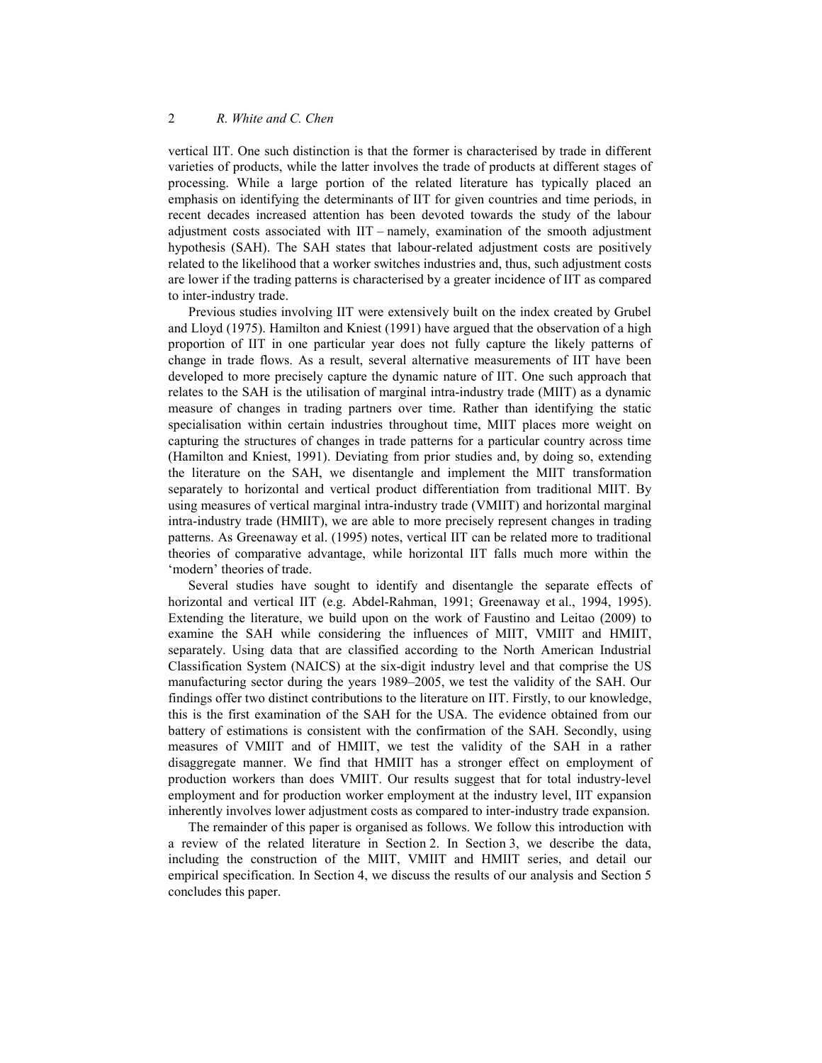vertical IIT. One such distinction is that the former is characterised by trade in different varieties of products, while the latter involves the trade of products at different stages of processing. While a large portion of the related literature has typically placed an emphasis on identifying the determinants of IIT for given countries and time periods, in recent decades increased attention has been devoted towards the study of the labour adjustment costs associated with IIT – namely, examination of the smooth adjustment hypothesis (SAH). The SAH states that labour-related adjustment costs are positively related to the likelihood that a worker switches industries and, thus, such adjustment costs are lower if the trading patterns is characterised by a greater incidence of IIT as compared to inter-industry trade.

Previous studies involving IIT were extensively built on the index created by Grubel and Lloyd (1975). Hamilton and Kniest (1991) have argued that the observation of a high proportion of IIT in one particular year does not fully capture the likely patterns of change in trade flows. As a result, several alternative measurements of IIT have been developed to more precisely capture the dynamic nature of IIT. One such approach that relates to the SAH is the utilisation of marginal intra-industry trade (MIIT) as a dynamic measure of changes in trading partners over time. Rather than identifying the static specialisation within certain industries throughout time, MIIT places more weight on capturing the structures of changes in trade patterns for a particular country across time (Hamilton and Kniest, 1991). Deviating from prior studies and, by doing so, extending the literature on the SAH, we disentangle and implement the MIIT transformation separately to horizontal and vertical product differentiation from traditional MIIT. By using measures of vertical marginal intra-industry trade (VMIIT) and horizontal marginal intra-industry trade (HMIIT), we are able to more precisely represent changes in trading patterns. As Greenaway et al. (1995) notes, vertical IIT can be related more to traditional theories of comparative advantage, while horizontal IIT falls much more within the 'modern' theories of trade.

Several studies have sought to identify and disentangle the separate effects of horizontal and vertical IIT (e.g. Abdel-Rahman, 1991; Greenaway et al., 1994, 1995). Extending the literature, we build upon on the work of Faustino and Leitao (2009) to examine the SAH while considering the influences of MIIT, VMIIT and HMIIT, separately. Using data that are classified according to the North American Industrial Classification System (NAICS) at the six-digit industry level and that comprise the US manufacturing sector during the years 1989–2005, we test the validity of the SAH. Our findings offer two distinct contributions to the literature on IIT. Firstly, to our knowledge, this is the first examination of the SAH for the USA. The evidence obtained from our battery of estimations is consistent with the confirmation of the SAH. Secondly, using measures of VMIIT and of HMIIT, we test the validity of the SAH in a rather disaggregate manner. We find that HMIIT has a stronger effect on employment of production workers than does VMIIT. Our results suggest that for total industry-level employment and for production worker employment at the industry level, IIT expansion inherently involves lower adjustment costs as compared to inter-industry trade expansion.

The remainder of this paper is organised as follows. We follow this introduction with a review of the related literature in Section 2. In Section 3, we describe the data, including the construction of the MIIT, VMIIT and HMIIT series, and detail our empirical specification. In Section 4, we discuss the results of our analysis and Section 5 concludes this paper.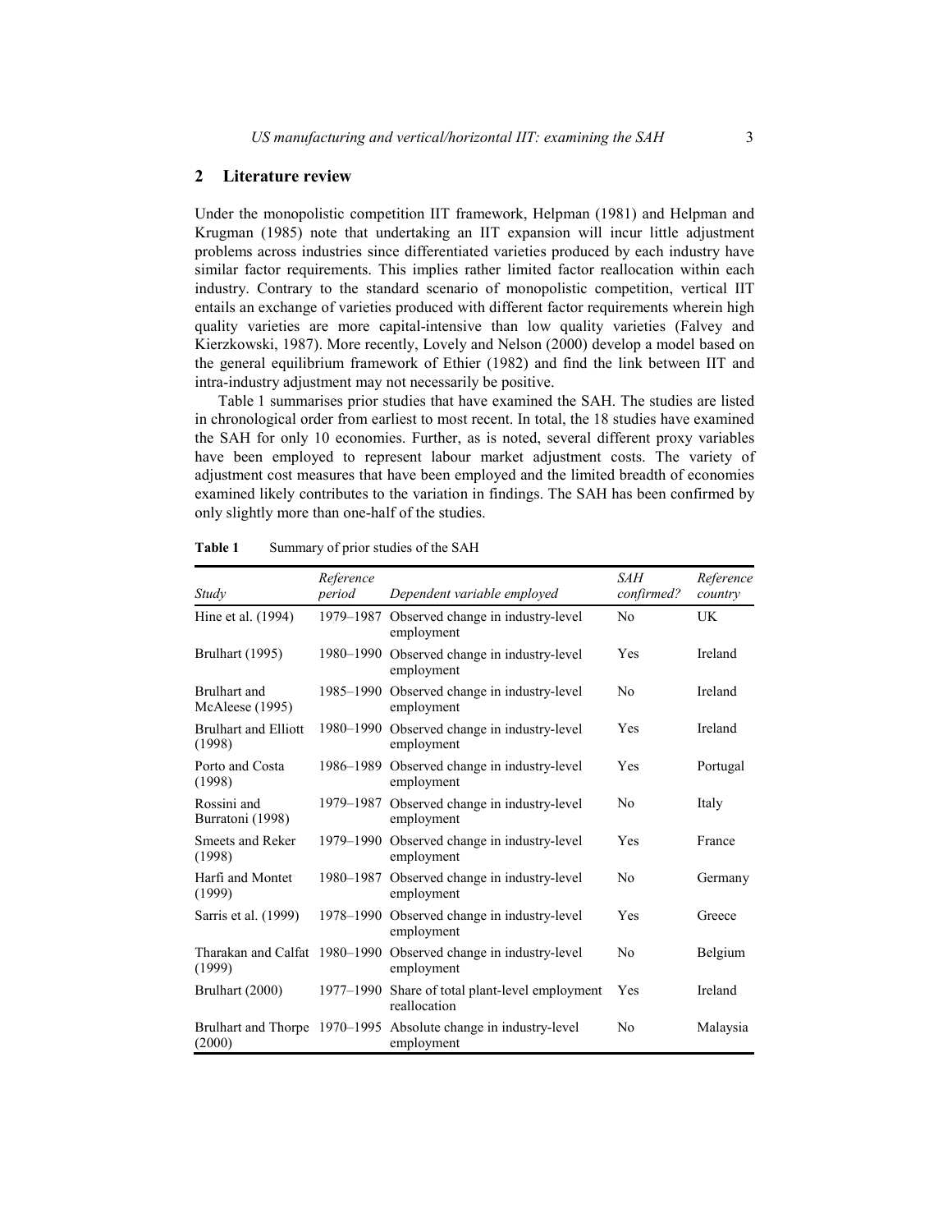## 2 Literature review

Under the monopolistic competition IIT framework, Helpman (1981) and Helpman and Krugman (1985) note that undertaking an IIT expansion will incur little adjustment problems across industries since differentiated varieties produced by each industry have similar factor requirements. This implies rather limited factor reallocation within each industry. Contrary to the standard scenario of monopolistic competition, vertical IIT entails an exchange of varieties produced with different factor requirements wherein high quality varieties are more capital-intensive than low quality varieties (Falvey and Kierzkowski, 1987). More recently, Lovely and Nelson (2000) develop a model based on the general equilibrium framework of Ethier (1982) and find the link between IIT and intra-industry adjustment may not necessarily be positive.

Table 1 summarises prior studies that have examined the SAH. The studies are listed in chronological order from earliest to most recent. In total, the 18 studies have examined the SAH for only 10 economies. Further, as is noted, several different proxy variables have been employed to represent labour market adjustment costs. The variety of adjustment cost measures that have been employed and the limited breadth of economies examined likely contributes to the variation in findings. The SAH has been confirmed by only slightly more than one-half of the studies.

**Table 1** Summary of prior studies of the SAH

| *Study* | *Reference period* | *Dependent variable employed* | *SAH confirmed?* | *Reference country* |
|---|---|---|---|---|
| Hine et al. (1994) | 1979–1987 | Observed change in industry-level employment | No | UK |
| Brulhart (1995) | 1980–1990 | Observed change in industry-level employment | Yes | Ireland |
| Brulhart and McAleese (1995) | 1985–1990 | Observed change in industry-level employment | No | Ireland |
| Brulhart and Elliott (1998) | 1980–1990 | Observed change in industry-level employment | Yes | Ireland |
| Porto and Costa (1998) | 1986–1989 | Observed change in industry-level employment | Yes | Portugal |
| Rossini and Burratoni (1998) | 1979–1987 | Observed change in industry-level employment | No | Italy |
| Smeets and Reker (1998) | 1979–1990 | Observed change in industry-level employment | Yes | France |
| Harfi and Montet (1999) | 1980–1987 | Observed change in industry-level employment | No | Germany |
| Sarris et al. (1999) | 1978–1990 | Observed change in industry-level employment | Yes | Greece |
| Tharakan and Calfat (1999) | 1980–1990 | Observed change in industry-level employment | No | Belgium |
| Brulhart (2000) | 1977–1990 | Share of total plant-level employment reallocation | Yes | Ireland |
| Brulhart and Thorpe (2000) | 1970–1995 | Absolute change in industry-level employment | No | Malaysia |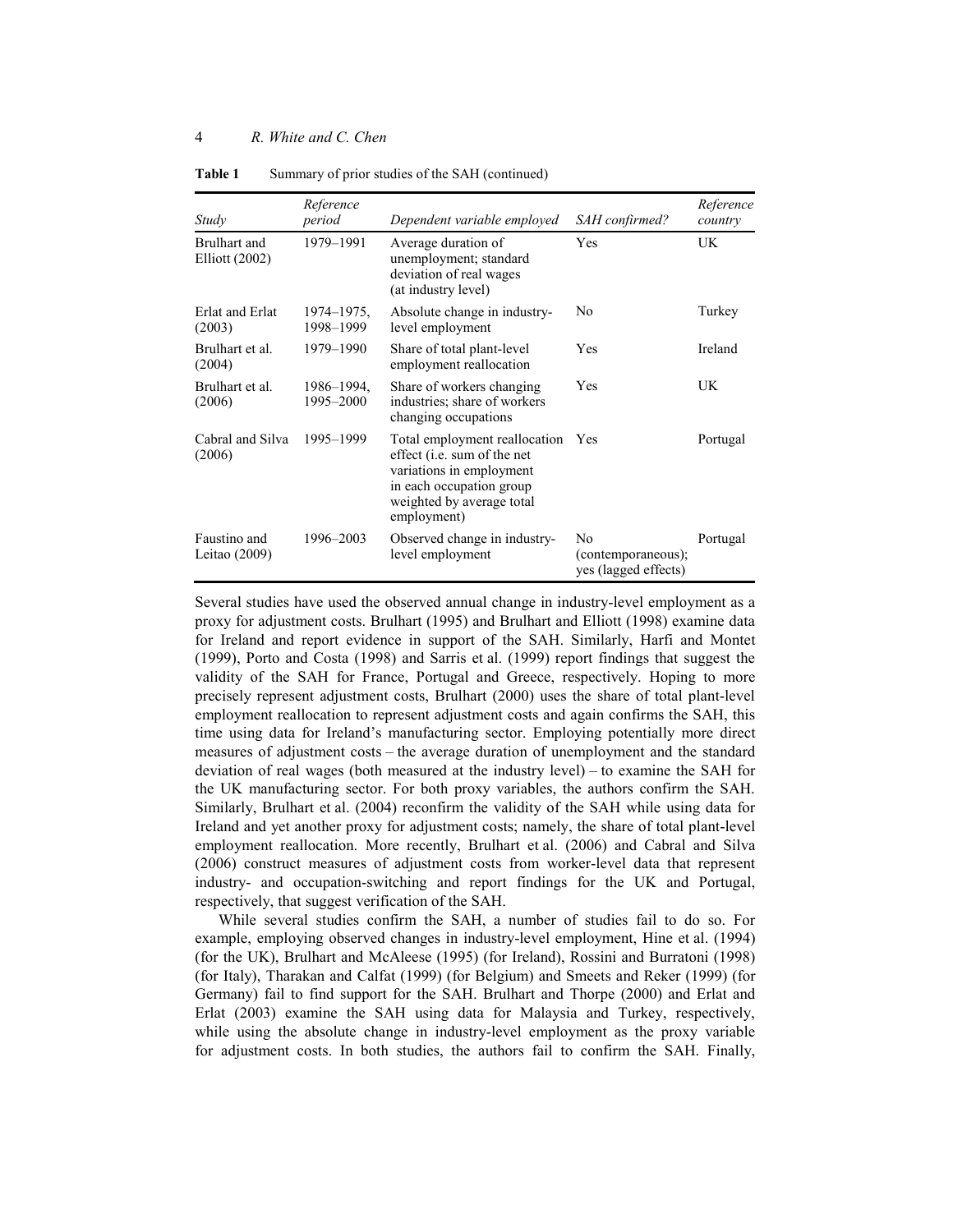**Table 1** Summary of prior studies of the SAH (continued)

| *Study* | *Reference period* | *Dependent variable employed* | *SAH confirmed?* | *Reference country* |
|---|---|---|---|---|
| Brulhart and Elliott (2002) | 1979–1991 | Average duration of unemployment; standard deviation of real wages (at industry level) | Yes | UK |
| Erlat and Erlat (2003) | 1974–1975, 1998–1999 | Absolute change in industry-level employment | No | Turkey |
| Brulhart et al. (2004) | 1979–1990 | Share of total plant-level employment reallocation | Yes | Ireland |
| Brulhart et al. (2006) | 1986–1994, 1995–2000 | Share of workers changing industries; share of workers changing occupations | Yes | UK |
| Cabral and Silva (2006) | 1995–1999 | Total employment reallocation effect (i.e. sum of the net variations in employment in each occupation group weighted by average total employment) | Yes | Portugal |
| Faustino and Leitao (2009) | 1996–2003 | Observed change in industry-level employment | No (contemporaneous); yes (lagged effects) | Portugal |

Several studies have used the observed annual change in industry-level employment as a proxy for adjustment costs. Brulhart (1995) and Brulhart and Elliott (1998) examine data for Ireland and report evidence in support of the SAH. Similarly, Harfi and Montet (1999), Porto and Costa (1998) and Sarris et al. (1999) report findings that suggest the validity of the SAH for France, Portugal and Greece, respectively. Hoping to more precisely represent adjustment costs, Brulhart (2000) uses the share of total plant-level employment reallocation to represent adjustment costs and again confirms the SAH, this time using data for Ireland's manufacturing sector. Employing potentially more direct measures of adjustment costs – the average duration of unemployment and the standard deviation of real wages (both measured at the industry level) – to examine the SAH for the UK manufacturing sector. For both proxy variables, the authors confirm the SAH. Similarly, Brulhart et al. (2004) reconfirm the validity of the SAH while using data for Ireland and yet another proxy for adjustment costs; namely, the share of total plant-level employment reallocation. More recently, Brulhart et al. (2006) and Cabral and Silva (2006) construct measures of adjustment costs from worker-level data that represent industry- and occupation-switching and report findings for the UK and Portugal, respectively, that suggest verification of the SAH.

While several studies confirm the SAH, a number of studies fail to do so. For example, employing observed changes in industry-level employment, Hine et al. (1994) (for the UK), Brulhart and McAleese (1995) (for Ireland), Rossini and Burratoni (1998) (for Italy), Tharakan and Calfat (1999) (for Belgium) and Smeets and Reker (1999) (for Germany) fail to find support for the SAH. Brulhart and Thorpe (2000) and Erlat and Erlat (2003) examine the SAH using data for Malaysia and Turkey, respectively, while using the absolute change in industry-level employment as the proxy variable for adjustment costs. In both studies, the authors fail to confirm the SAH. Finally,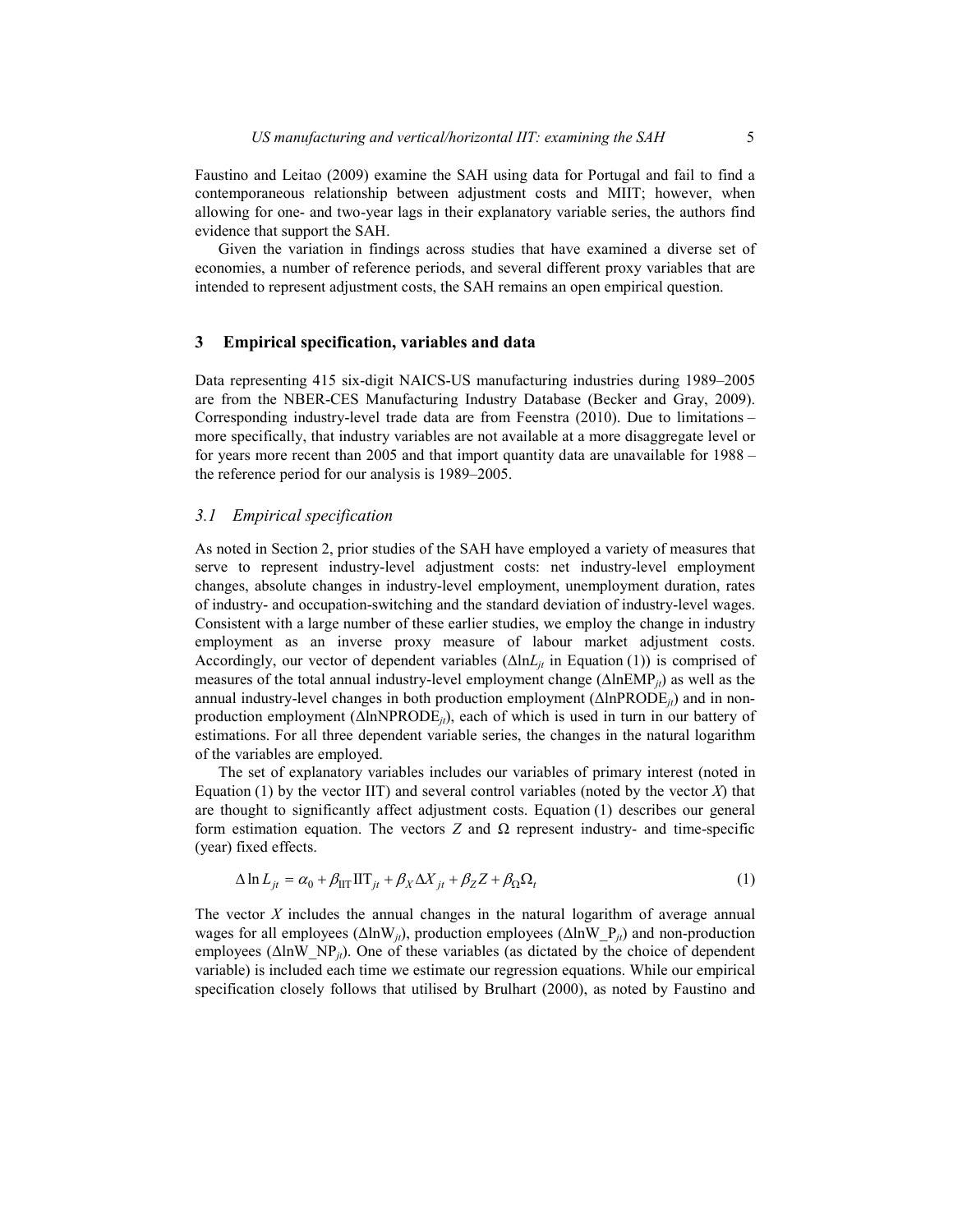Faustino and Leitao (2009) examine the SAH using data for Portugal and fail to find a contemporaneous relationship between adjustment costs and MIIT; however, when allowing for one- and two-year lags in their explanatory variable series, the authors find evidence that support the SAH.

Given the variation in findings across studies that have examined a diverse set of economies, a number of reference periods, and several different proxy variables that are intended to represent adjustment costs, the SAH remains an open empirical question.

## 3 Empirical specification, variables and data

Data representing 415 six-digit NAICS-US manufacturing industries during 1989–2005 are from the NBER-CES Manufacturing Industry Database (Becker and Gray, 2009). Corresponding industry-level trade data are from Feenstra (2010). Due to limitations – more specifically, that industry variables are not available at a more disaggregate level or for years more recent than 2005 and that import quantity data are unavailable for 1988 – the reference period for our analysis is 1989–2005.

### *3.1 Empirical specification*

As noted in Section 2, prior studies of the SAH have employed a variety of measures that serve to represent industry-level adjustment costs: net industry-level employment changes, absolute changes in industry-level employment, unemployment duration, rates of industry- and occupation-switching and the standard deviation of industry-level wages. Consistent with a large number of these earlier studies, we employ the change in industry employment as an inverse proxy measure of labour market adjustment costs. Accordingly, our vector of dependent variables ($\Delta \ln L_{jt}$ in Equation (1)) is comprised of measures of the total annual industry-level employment change ($\Delta \ln \mathrm{EMP}_{jt}$) as well as the annual industry-level changes in both production employment ($\Delta \ln \mathrm{PRODE}_{jt}$) and in non-production employment ($\Delta \ln \mathrm{NPRODE}_{jt}$), each of which is used in turn in our battery of estimations. For all three dependent variable series, the changes in the natural logarithm of the variables are employed.

The set of explanatory variables includes our variables of primary interest (noted in Equation (1) by the vector IIT) and several control variables (noted by the vector $X$) that are thought to significantly affect adjustment costs. Equation (1) describes our general form estimation equation. The vectors $Z$ and $\Omega$ represent industry- and time-specific (year) fixed effects.

$$\Delta \ln L_{jt} = \alpha_0 + \beta_{\mathrm{IIT}} \mathrm{IIT}_{jt} + \beta_X \Delta X_{jt} + \beta_Z Z + \beta_{\Omega} \Omega_t \tag{1}$$

The vector $X$ includes the annual changes in the natural logarithm of average annual wages for all employees ($\Delta \ln \mathrm{W}_{jt}$), production employees ($\Delta \ln \mathrm{W\_P}_{jt}$) and non-production employees ($\Delta \ln \mathrm{W\_NP}_{jt}$). One of these variables (as dictated by the choice of dependent variable) is included each time we estimate our regression equations. While our empirical specification closely follows that utilised by Brulhart (2000), as noted by Faustino and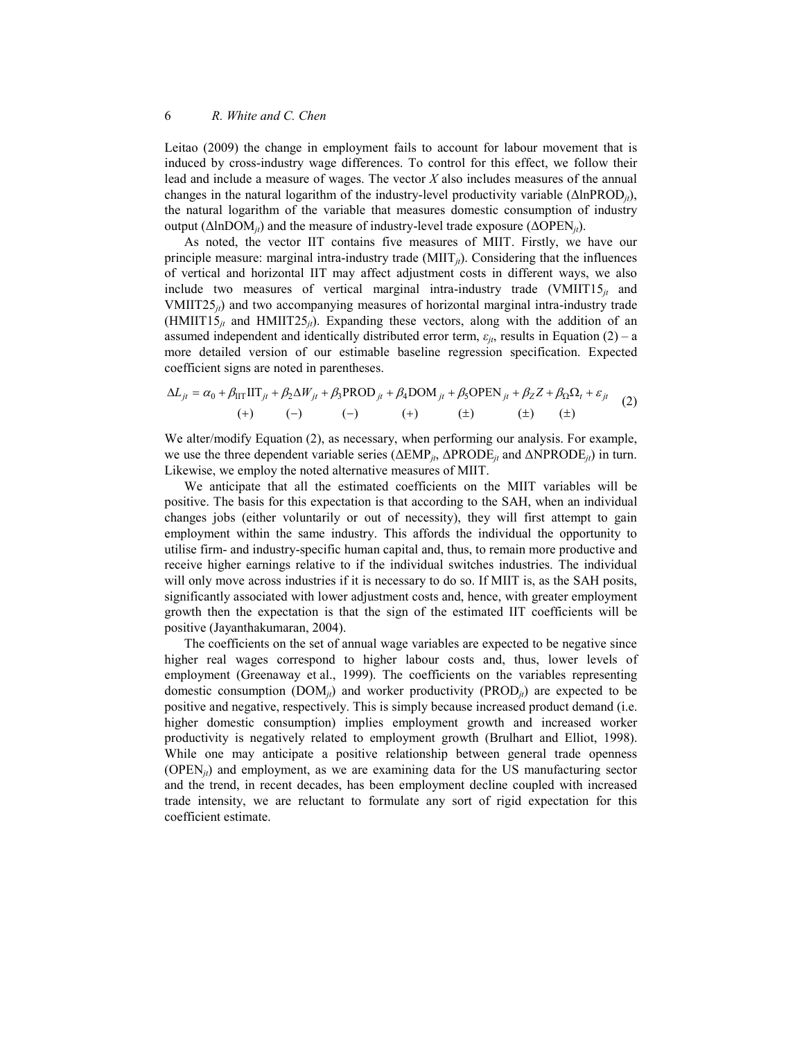Leitao (2009) the change in employment fails to account for labour movement that is induced by cross-industry wage differences. To control for this effect, we follow their lead and include a measure of wages. The vector $X$ also includes measures of the annual changes in the natural logarithm of the industry-level productivity variable ($\Delta \ln PROD_{jt}$), the natural logarithm of the variable that measures domestic consumption of industry output ($\Delta \ln DOM_{jt}$) and the measure of industry-level trade exposure ($\Delta OPEN_{jt}$).

As noted, the vector IIT contains five measures of MIIT. Firstly, we have our principle measure: marginal intra-industry trade ($MIIT_{jt}$). Considering that the influences of vertical and horizontal IIT may affect adjustment costs in different ways, we also include two measures of vertical marginal intra-industry trade ($VMIIT15_{jt}$ and $VMIIT25_{jt}$) and two accompanying measures of horizontal marginal intra-industry trade ($HMIIT15_{jt}$ and $HMIIT25_{jt}$). Expanding these vectors, along with the addition of an assumed independent and identically distributed error term, $\varepsilon_{jt}$, results in Equation (2) – a more detailed version of our estimable baseline regression specification. Expected coefficient signs are noted in parentheses.

$$\Delta L_{jt} = \alpha_0 + \underset{(+)}{\beta_{IIT} IIT_{jt}} + \underset{(-)}{\beta_2 \Delta W_{jt}} + \underset{(-)}{\beta_3 PROD_{jt}} + \underset{(+)}{\beta_4 DOM_{jt}} + \underset{(\pm)}{\beta_5 OPEN_{jt}} + \underset{(\pm)}{\beta_Z Z} + \underset{(\pm)}{\beta_\Omega \Omega_t} + \varepsilon_{jt} \tag{2}$$

We alter/modify Equation (2), as necessary, when performing our analysis. For example, we use the three dependent variable series ($\Delta EMP_{jt}$, $\Delta PRODE_{jt}$ and $\Delta NPRODE_{jt}$) in turn. Likewise, we employ the noted alternative measures of MIIT.

We anticipate that all the estimated coefficients on the MIIT variables will be positive. The basis for this expectation is that according to the SAH, when an individual changes jobs (either voluntarily or out of necessity), they will first attempt to gain employment within the same industry. This affords the individual the opportunity to utilise firm- and industry-specific human capital and, thus, to remain more productive and receive higher earnings relative to if the individual switches industries. The individual will only move across industries if it is necessary to do so. If MIIT is, as the SAH posits, significantly associated with lower adjustment costs and, hence, with greater employment growth then the expectation is that the sign of the estimated IIT coefficients will be positive (Jayanthakumaran, 2004).

The coefficients on the set of annual wage variables are expected to be negative since higher real wages correspond to higher labour costs and, thus, lower levels of employment (Greenaway et al., 1999). The coefficients on the variables representing domestic consumption ($DOM_{jt}$) and worker productivity ($PROD_{jt}$) are expected to be positive and negative, respectively. This is simply because increased product demand (i.e. higher domestic consumption) implies employment growth and increased worker productivity is negatively related to employment growth (Brulhart and Elliot, 1998). While one may anticipate a positive relationship between general trade openness ($OPEN_{jt}$) and employment, as we are examining data for the US manufacturing sector and the trend, in recent decades, has been employment decline coupled with increased trade intensity, we are reluctant to formulate any sort of rigid expectation for this coefficient estimate.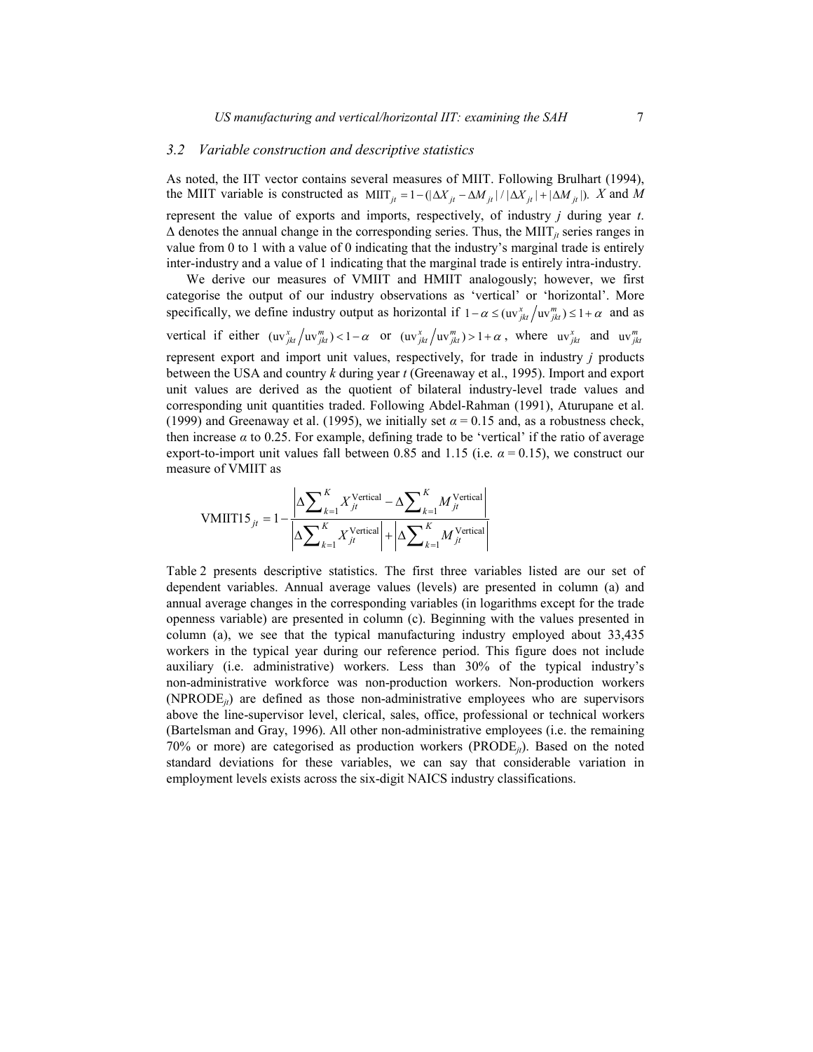### 3.2 Variable construction and descriptive statistics

As noted, the IIT vector contains several measures of MIIT. Following Brulhart (1994), the MIIT variable is constructed as $\text{MIIT}_{jt} = 1 - (|\Delta X_{jt} - \Delta M_{jt}| / |\Delta X_{jt}| + |\Delta M_{jt}|)$. $X$ and $M$ represent the value of exports and imports, respectively, of industry $j$ during year $t$. $\Delta$ denotes the annual change in the corresponding series. Thus, the $\text{MIIT}_{jt}$ series ranges in value from 0 to 1 with a value of 0 indicating that the industry's marginal trade is entirely inter-industry and a value of 1 indicating that the marginal trade is entirely intra-industry.

We derive our measures of VMIIT and HMIIT analogously; however, we first categorise the output of our industry observations as 'vertical' or 'horizontal'. More specifically, we define industry output as horizontal if $1 - \alpha \leq (\text{uv}^{x}_{jkt} / \text{uv}^{m}_{jkt}) \leq 1 + \alpha$ and as vertical if either $(\text{uv}^{x}_{jkt} / \text{uv}^{m}_{jkt}) < 1 - \alpha$ or $(\text{uv}^{x}_{jkt} / \text{uv}^{m}_{jkt}) > 1 + \alpha$, where $\text{uv}^{x}_{jkt}$ and $\text{uv}^{m}_{jkt}$ represent export and import unit values, respectively, for trade in industry $j$ products between the USA and country $k$ during year $t$ (Greenaway et al., 1995). Import and export unit values are derived as the quotient of bilateral industry-level trade values and corresponding unit quantities traded. Following Abdel-Rahman (1991), Aturupane et al. (1999) and Greenaway et al. (1995), we initially set $\alpha = 0.15$ and, as a robustness check, then increase $\alpha$ to 0.25. For example, defining trade to be 'vertical' if the ratio of average export-to-import unit values fall between 0.85 and 1.15 (i.e. $\alpha = 0.15$), we construct our measure of VMIIT as

$$\text{VMIIT15}_{jt} = 1 - \frac{\left| \Delta \sum_{k=1}^{K} X_{jt}^{\text{Vertical}} - \Delta \sum_{k=1}^{K} M_{jt}^{\text{Vertical}} \right|}{\left| \Delta \sum_{k=1}^{K} X_{jt}^{\text{Vertical}} \right| + \left| \Delta \sum_{k=1}^{K} M_{jt}^{\text{Vertical}} \right|}$$

Table 2 presents descriptive statistics. The first three variables listed are our set of dependent variables. Annual average values (levels) are presented in column (a) and annual average changes in the corresponding variables (in logarithms except for the trade openness variable) are presented in column (c). Beginning with the values presented in column (a), we see that the typical manufacturing industry employed about 33,435 workers in the typical year during our reference period. This figure does not include auxiliary (i.e. administrative) workers. Less than 30% of the typical industry's non-administrative workforce was non-production workers. Non-production workers ($\text{NPRODE}_{jt}$) are defined as those non-administrative employees who are supervisors above the line-supervisor level, clerical, sales, office, professional or technical workers (Bartelsman and Gray, 1996). All other non-administrative employees (i.e. the remaining 70% or more) are categorised as production workers ($\text{PRODE}_{jt}$). Based on the noted standard deviations for these variables, we can say that considerable variation in employment levels exists across the six-digit NAICS industry classifications.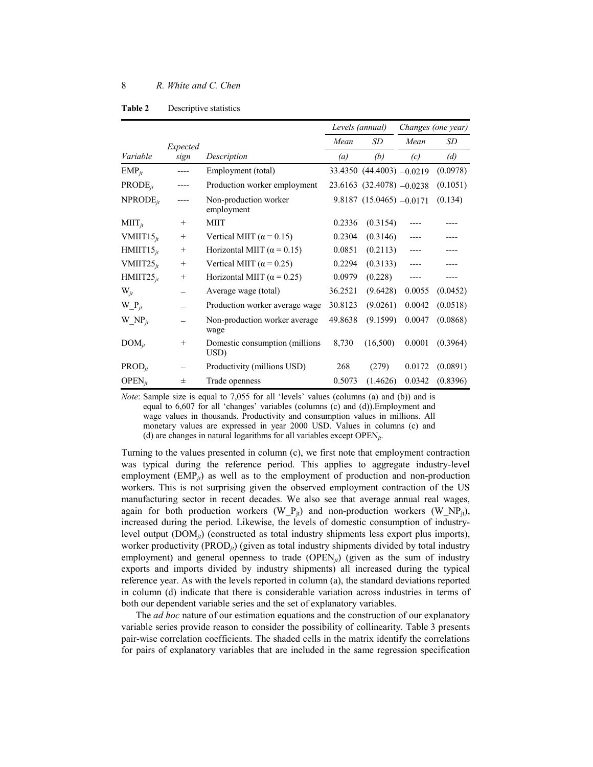**Table 2** Descriptive statistics

| Variable | Expected sign | Description | Levels (annual) Mean (a) | Levels (annual) SD (b) | Changes (one year) Mean (c) | Changes (one year) SD (d) |
|---|---|---|---|---|---|---|
| $EMP_{jt}$ | ---- | Employment (total) | 33.4350 | (44.4003) | −0.0219 | (0.0978) |
| $PRODE_{jt}$ | ---- | Production worker employment | 23.6163 | (32.4078) | −0.0238 | (0.1051) |
| $NPRODE_{jt}$ | ---- | Non-production worker employment | 9.8187 | (15.0465) | −0.0171 | (0.134) |
| $MIIT_{jt}$ | + | MIIT | 0.2336 | (0.3154) | ---- | ---- |
| $VMIIT15_{jt}$ | + | Vertical MIIT ($\alpha = 0.15$) | 0.2304 | (0.3146) | ---- | ---- |
| $HMIIT15_{jt}$ | + | Horizontal MIIT ($\alpha = 0.15$) | 0.0851 | (0.2113) | ---- | ---- |
| $VMIIT25_{jt}$ | + | Vertical MIIT ($\alpha = 0.25$) | 0.2294 | (0.3133) | ---- | ---- |
| $HMIIT25_{jt}$ | + | Horizontal MIIT ($\alpha = 0.25$) | 0.0979 | (0.228) | ---- | ---- |
| $W_{jt}$ | – | Average wage (total) | 36.2521 | (9.6428) | 0.0055 | (0.0452) |
| $W\_P_{jt}$ | – | Production worker average wage | 30.8123 | (9.0261) | 0.0042 | (0.0518) |
| $W\_NP_{jt}$ | – | Non-production worker average wage | 49.8638 | (9.1599) | 0.0047 | (0.0868) |
| $DOM_{jt}$ | + | Domestic consumption (millions USD) | 8,730 | (16,500) | 0.0001 | (0.3964) |
| $PROD_{jt}$ | – | Productivity (millions USD) | 268 | (279) | 0.0172 | (0.0891) |
| $OPEN_{jt}$ | ± | Trade openness | 0.5073 | (1.4626) | 0.0342 | (0.8396) |

*Note*: Sample size is equal to 7,055 for all 'levels' values (columns (a) and (b)) and is equal to 6,607 for all 'changes' variables (columns (c) and (d)).Employment and wage values in thousands. Productivity and consumption values in millions. All monetary values are expressed in year 2000 USD. Values in columns (c) and (d) are changes in natural logarithms for all variables except $OPEN_{jt}$.

Turning to the values presented in column (c), we first note that employment contraction was typical during the reference period. This applies to aggregate industry-level employment ($EMP_{jt}$) as well as to the employment of production and non-production workers. This is not surprising given the observed employment contraction of the US manufacturing sector in recent decades. We also see that average annual real wages, again for both production workers ($W\_P_{jt}$) and non-production workers ($W\_NP_{jt}$), increased during the period. Likewise, the levels of domestic consumption of industry-level output ($DOM_{jt}$) (constructed as total industry shipments less export plus imports), worker productivity ($PROD_{jt}$) (given as total industry shipments divided by total industry employment) and general openness to trade ($OPEN_{jt}$) (given as the sum of industry exports and imports divided by industry shipments) all increased during the typical reference year. As with the levels reported in column (a), the standard deviations reported in column (d) indicate that there is considerable variation across industries in terms of both our dependent variable series and the set of explanatory variables.

The *ad hoc* nature of our estimation equations and the construction of our explanatory variable series provide reason to consider the possibility of collinearity. Table 3 presents pair-wise correlation coefficients. The shaded cells in the matrix identify the correlations for pairs of explanatory variables that are included in the same regression specification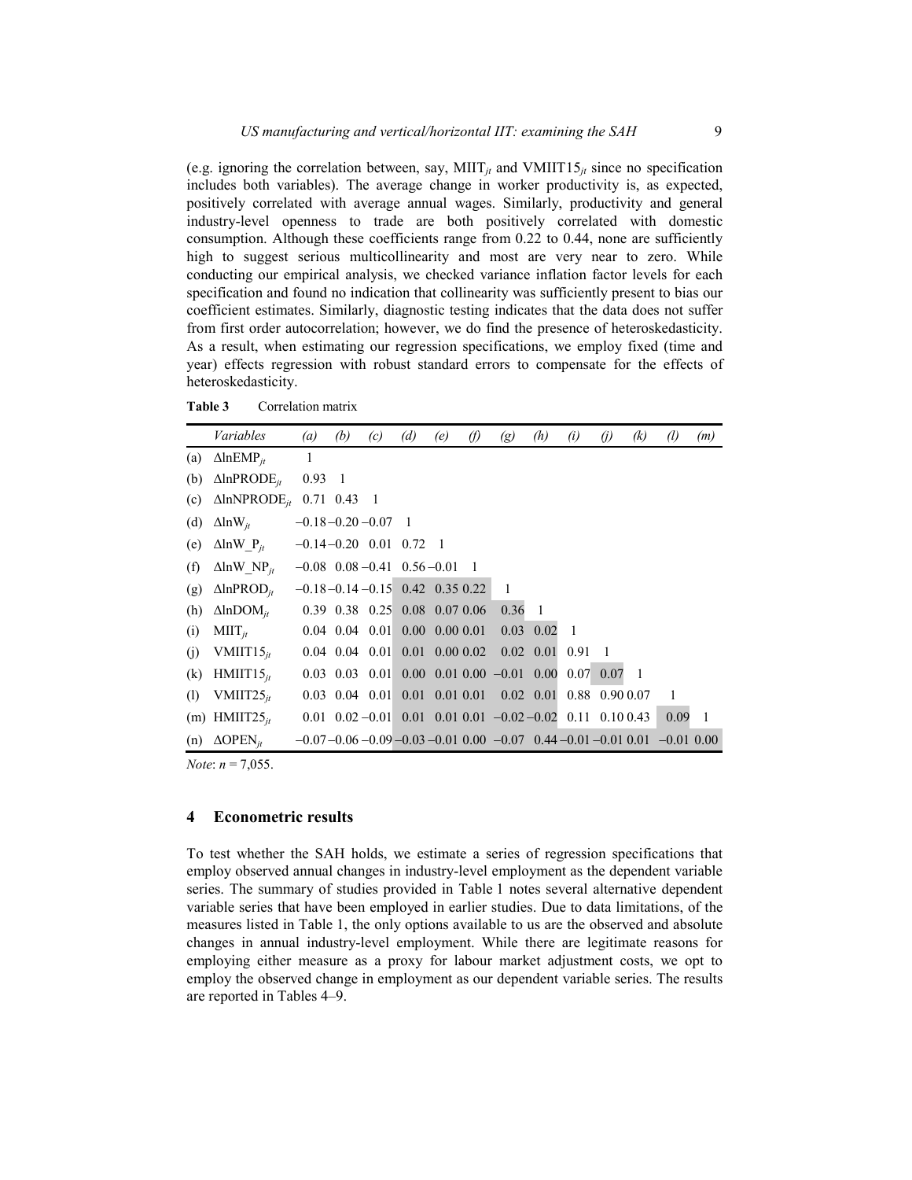(e.g. ignoring the correlation between, say, $MIIT_{jt}$ and $VMIIT15_{jt}$ since no specification includes both variables). The average change in worker productivity is, as expected, positively correlated with average annual wages. Similarly, productivity and general industry-level openness to trade are both positively correlated with domestic consumption. Although these coefficients range from 0.22 to 0.44, none are sufficiently high to suggest serious multicollinearity and most are very near to zero. While conducting our empirical analysis, we checked variance inflation factor levels for each specification and found no indication that collinearity was sufficiently present to bias our coefficient estimates. Similarly, diagnostic testing indicates that the data does not suffer from first order autocorrelation; however, we do find the presence of heteroskedasticity. As a result, when estimating our regression specifications, we employ fixed (time and year) effects regression with robust standard errors to compensate for the effects of heteroskedasticity.

**Table 3** Correlation matrix

| | *Variables* | *(a)* | *(b)* | *(c)* | *(d)* | *(e)* | *(f)* | *(g)* | *(h)* | *(i)* | *(j)* | *(k)* | *(l)* | *(m)* |
|---|---|---|---|---|---|---|---|---|---|---|---|---|---|---|
| (a) | $\Delta lnEMP_{jt}$ | 1 | | | | | | | | | | | | |
| (b) | $\Delta lnPRODE_{jt}$ | 0.93 | 1 | | | | | | | | | | | |
| (c) | $\Delta lnNPRODE_{jt}$ | 0.71 | 0.43 | 1 | | | | | | | | | | |
| (d) | $\Delta lnW_{jt}$ | −0.18 | −0.20 | −0.07 | 1 | | | | | | | | | |
| (e) | $\Delta lnW\_P_{jt}$ | −0.14 | −0.20 | 0.01 | 0.72 | 1 | | | | | | | | |
| (f) | $\Delta lnW\_NP_{jt}$ | −0.08 | 0.08 | −0.41 | 0.56 | −0.01 | 1 | | | | | | | |
| (g) | $\Delta lnPROD_{jt}$ | −0.18 | −0.14 | −0.15 | 0.42 | 0.35 | 0.22 | 1 | | | | | | |
| (h) | $\Delta lnDOM_{jt}$ | 0.39 | 0.38 | 0.25 | 0.08 | 0.07 | 0.06 | 0.36 | 1 | | | | | |
| (i) | $MIIT_{jt}$ | 0.04 | 0.04 | 0.01 | 0.00 | 0.00 | 0.01 | 0.03 | 0.02 | 1 | | | | |
| (j) | $VMIIT15_{jt}$ | 0.04 | 0.04 | 0.01 | 0.01 | 0.00 | 0.02 | 0.02 | 0.01 | 0.91 | 1 | | | |
| (k) | $HMIIT15_{jt}$ | 0.03 | 0.03 | 0.01 | 0.00 | 0.01 | 0.00 | −0.01 | 0.00 | 0.07 | 0.07 | 1 | | |
| (l) | $VMIIT25_{jt}$ | 0.03 | 0.04 | 0.01 | 0.01 | 0.01 | 0.01 | 0.02 | 0.01 | 0.88 | 0.90 | 0.07 | 1 | |
| (m) | $HMIIT25_{jt}$ | 0.01 | 0.02 | −0.01 | 0.01 | 0.01 | 0.01 | −0.02 | −0.02 | 0.11 | 0.10 | 0.43 | 0.09 | 1 |
| (n) | $\Delta OPEN_{jt}$ | −0.07 | −0.06 | −0.09 | −0.03 | −0.01 | 0.00 | −0.07 | 0.44 | −0.01 | −0.01 | 0.01 | −0.01 | 0.00 |

*Note*: $n$ = 7,055.

## 4 Econometric results

To test whether the SAH holds, we estimate a series of regression specifications that employ observed annual changes in industry-level employment as the dependent variable series. The summary of studies provided in Table 1 notes several alternative dependent variable series that have been employed in earlier studies. Due to data limitations, of the measures listed in Table 1, the only options available to us are the observed and absolute changes in annual industry-level employment. While there are legitimate reasons for employing either measure as a proxy for labour market adjustment costs, we opt to employ the observed change in employment as our dependent variable series. The results are reported in Tables 4–9.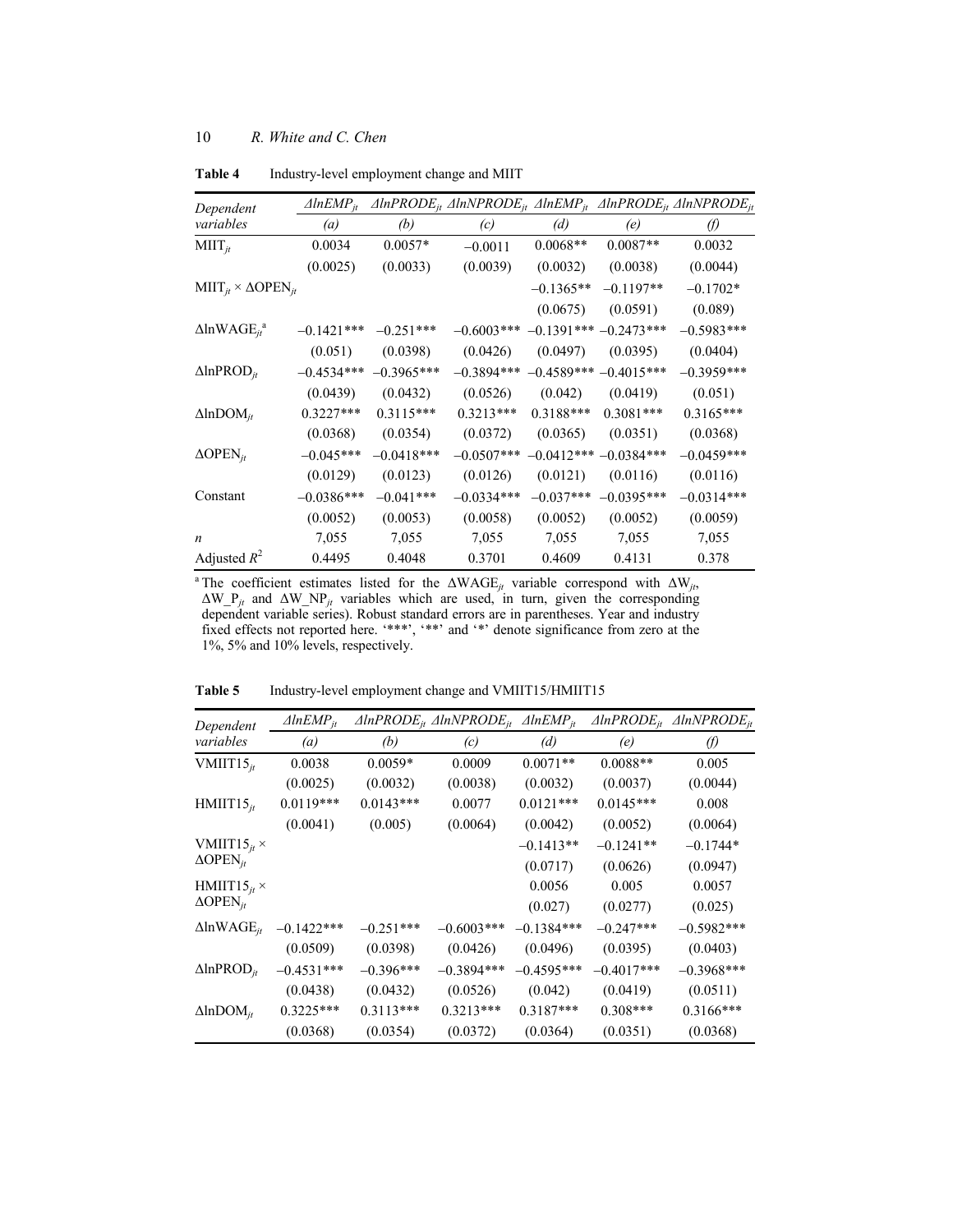**Table 4** Industry-level employment change and MIIT

| Dependent variables | $\Delta lnEMP_{jt}$ (a) | $\Delta lnPRODE_{jt}$ (b) | $\Delta lnNPRODE_{jt}$ (c) | $\Delta lnEMP_{jt}$ (d) | $\Delta lnPRODE_{jt}$ (e) | $\Delta lnNPRODE_{jt}$ (f) |
|---|---|---|---|---|---|---|
| $MIIT_{jt}$ | 0.0034 | 0.0057* | −0.0011 | 0.0068** | 0.0087** | 0.0032 |
| | (0.0025) | (0.0033) | (0.0039) | (0.0032) | (0.0038) | (0.0044) |
| $MIIT_{jt} \times \Delta OPEN_{jt}$ | | | | −0.1365** | −0.1197** | −0.1702* |
| | | | | (0.0675) | (0.0591) | (0.089) |
| $\Delta lnWAGE_{jt}$[a] | −0.1421*** | −0.251*** | −0.6003*** | −0.1391*** | −0.2473*** | −0.5983*** |
| | (0.051) | (0.0398) | (0.0426) | (0.0497) | (0.0395) | (0.0404) |
| $\Delta lnPROD_{jt}$ | −0.4534*** | −0.3965*** | −0.3894*** | −0.4589*** | −0.4015*** | −0.3959*** |
| | (0.0439) | (0.0432) | (0.0526) | (0.042) | (0.0419) | (0.051) |
| $\Delta lnDOM_{jt}$ | 0.3227*** | 0.3115*** | 0.3213*** | 0.3188*** | 0.3081*** | 0.3165*** |
| | (0.0368) | (0.0354) | (0.0372) | (0.0365) | (0.0351) | (0.0368) |
| $\Delta OPEN_{jt}$ | −0.045*** | −0.0418*** | −0.0507*** | −0.0412*** | −0.0384*** | −0.0459*** |
| | (0.0129) | (0.0123) | (0.0126) | (0.0121) | (0.0116) | (0.0116) |
| Constant | −0.0386*** | −0.041*** | −0.0334*** | −0.037*** | −0.0395*** | −0.0314*** |
| | (0.0052) | (0.0053) | (0.0058) | (0.0052) | (0.0052) | (0.0059) |
| $n$ | 7,055 | 7,055 | 7,055 | 7,055 | 7,055 | 7,055 |
| Adjusted $R^2$ | 0.4495 | 0.4048 | 0.3701 | 0.4609 | 0.4131 | 0.378 |

[a] The coefficient estimates listed for the $\Delta WAGE_{jt}$ variable correspond with $\Delta W_{jt}$, $\Delta W\_P_{jt}$ and $\Delta W\_NP_{jt}$ variables which are used, in turn, given the corresponding dependent variable series). Robust standard errors are in parentheses. Year and industry fixed effects not reported here. '***', '**' and '*' denote significance from zero at the 1%, 5% and 10% levels, respectively.

**Table 5** Industry-level employment change and VMIIT15/HMIIT15

| Dependent variables | $\Delta lnEMP_{jt}$ (a) | $\Delta lnPRODE_{jt}$ (b) | $\Delta lnNPRODE_{jt}$ (c) | $\Delta lnEMP_{jt}$ (d) | $\Delta lnPRODE_{jt}$ (e) | $\Delta lnNPRODE_{jt}$ (f) |
|---|---|---|---|---|---|---|
| $VMIIT15_{jt}$ | 0.0038 | 0.0059* | 0.0009 | 0.0071** | 0.0088** | 0.005 |
| | (0.0025) | (0.0032) | (0.0038) | (0.0032) | (0.0037) | (0.0044) |
| $HMIIT15_{jt}$ | 0.0119*** | 0.0143*** | 0.0077 | 0.0121*** | 0.0145*** | 0.008 |
| | (0.0041) | (0.005) | (0.0064) | (0.0042) | (0.0052) | (0.0064) |
| $VMIIT15_{jt} \times \Delta OPEN_{jt}$ | | | | −0.1413** | −0.1241** | −0.1744* |
| | | | | (0.0717) | (0.0626) | (0.0947) |
| $HMIIT15_{jt} \times \Delta OPEN_{jt}$ | | | | 0.0056 | 0.005 | 0.0057 |
| | | | | (0.027) | (0.0277) | (0.025) |
| $\Delta lnWAGE_{jt}$ | −0.1422*** | −0.251*** | −0.6003*** | −0.1384*** | −0.247*** | −0.5982*** |
| | (0.0509) | (0.0398) | (0.0426) | (0.0496) | (0.0395) | (0.0403) |
| $\Delta lnPROD_{jt}$ | −0.4531*** | −0.396*** | −0.3894*** | −0.4595*** | −0.4017*** | −0.3968*** |
| | (0.0438) | (0.0432) | (0.0526) | (0.042) | (0.0419) | (0.0511) |
| $\Delta lnDOM_{jt}$ | 0.3225*** | 0.3113*** | 0.3213*** | 0.3187*** | 0.308*** | 0.3166*** |
| | (0.0368) | (0.0354) | (0.0372) | (0.0364) | (0.0351) | (0.0368) |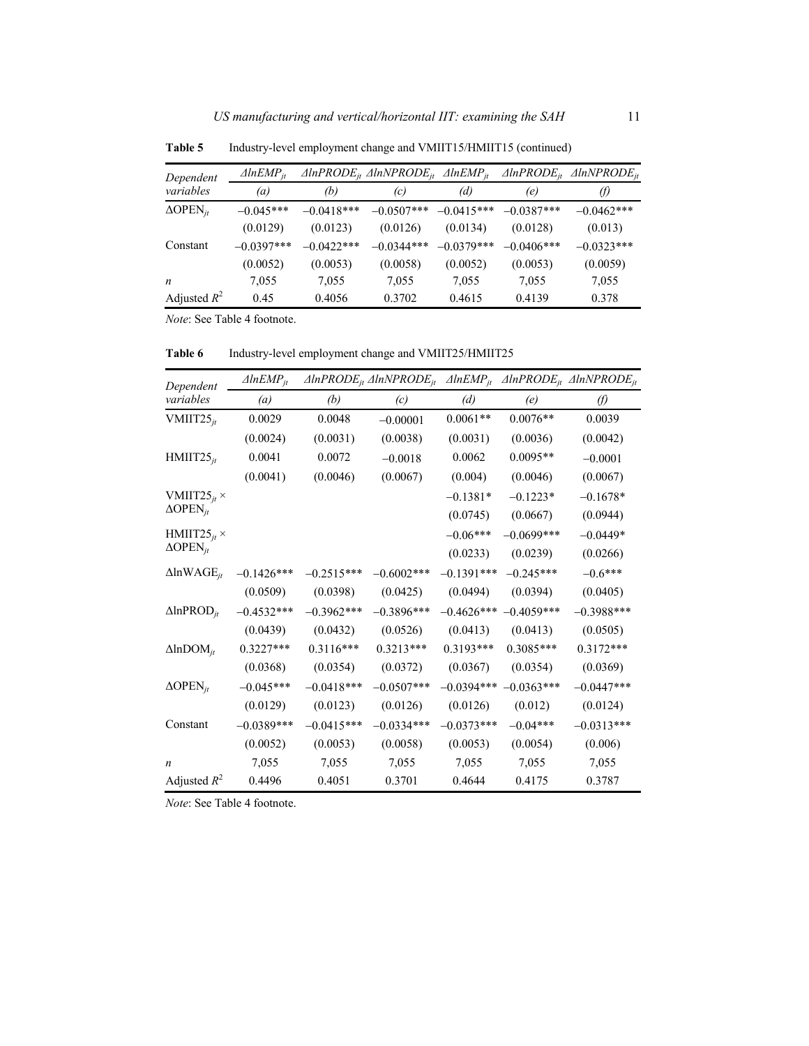**Table 5** Industry-level employment change and VMIIT15/HMIIT15 (continued)

| Dependent variables | $\Delta lnEMP_{jt}$ | $\Delta lnPRODE_{jt}$ | $\Delta lnNPRODE_{jt}$ | $\Delta lnEMP_{jt}$ | $\Delta lnPRODE_{jt}$ | $\Delta lnNPRODE_{jt}$ |
|---|---|---|---|---|---|---|
| | *(a)* | *(b)* | *(c)* | *(d)* | *(e)* | *(f)* |
| $\Delta OPEN_{jt}$ | −0.045*** | −0.0418*** | −0.0507*** | −0.0415*** | −0.0387*** | −0.0462*** |
| | (0.0129) | (0.0123) | (0.0126) | (0.0134) | (0.0128) | (0.013) |
| Constant | −0.0397*** | −0.0422*** | −0.0344*** | −0.0379*** | −0.0406*** | −0.0323*** |
| | (0.0052) | (0.0053) | (0.0058) | (0.0052) | (0.0053) | (0.0059) |
| $n$ | 7,055 | 7,055 | 7,055 | 7,055 | 7,055 | 7,055 |
| Adjusted $R^2$ | 0.45 | 0.4056 | 0.3702 | 0.4615 | 0.4139 | 0.378 |

*Note*: See Table 4 footnote.

**Table 6** Industry-level employment change and VMIIT25/HMIIT25

| Dependent variables | $\Delta lnEMP_{jt}$ | $\Delta lnPRODE_{jt}$ | $\Delta lnNPRODE_{jt}$ | $\Delta lnEMP_{jt}$ | $\Delta lnPRODE_{jt}$ | $\Delta lnNPRODE_{jt}$ |
|---|---|---|---|---|---|---|
| | *(a)* | *(b)* | *(c)* | *(d)* | *(e)* | *(f)* |
| $VMIIT25_{jt}$ | 0.0029 | 0.0048 | −0.00001 | 0.0061** | 0.0076** | 0.0039 |
| | (0.0024) | (0.0031) | (0.0038) | (0.0031) | (0.0036) | (0.0042) |
| $HMIIT25_{jt}$ | 0.0041 | 0.0072 | −0.0018 | 0.0062 | 0.0095** | −0.0001 |
| | (0.0041) | (0.0046) | (0.0067) | (0.004) | (0.0046) | (0.0067) |
| $VMIIT25_{jt} \times \Delta OPEN_{jt}$ | | | | −0.1381* | −0.1223* | −0.1678* |
| | | | | (0.0745) | (0.0667) | (0.0944) |
| $HMIIT25_{jt} \times \Delta OPEN_{jt}$ | | | | −0.06*** | −0.0699*** | −0.0449* |
| | | | | (0.0233) | (0.0239) | (0.0266) |
| $\Delta lnWAGE_{jt}$ | −0.1426*** | −0.2515*** | −0.6002*** | −0.1391*** | −0.245*** | −0.6*** |
| | (0.0509) | (0.0398) | (0.0425) | (0.0494) | (0.0394) | (0.0405) |
| $\Delta lnPROD_{jt}$ | −0.4532*** | −0.3962*** | −0.3896*** | −0.4626*** | −0.4059*** | −0.3988*** |
| | (0.0439) | (0.0432) | (0.0526) | (0.0413) | (0.0413) | (0.0505) |
| $\Delta lnDOM_{jt}$ | 0.3227*** | 0.3116*** | 0.3213*** | 0.3193*** | 0.3085*** | 0.3172*** |
| | (0.0368) | (0.0354) | (0.0372) | (0.0367) | (0.0354) | (0.0369) |
| $\Delta OPEN_{jt}$ | −0.045*** | −0.0418*** | −0.0507*** | −0.0394*** | −0.0363*** | −0.0447*** |
| | (0.0129) | (0.0123) | (0.0126) | (0.0126) | (0.012) | (0.0124) |
| Constant | −0.0389*** | −0.0415*** | −0.0334*** | −0.0373*** | −0.04*** | −0.0313*** |
| | (0.0052) | (0.0053) | (0.0058) | (0.0053) | (0.0054) | (0.006) |
| $n$ | 7,055 | 7,055 | 7,055 | 7,055 | 7,055 | 7,055 |
| Adjusted $R^2$ | 0.4496 | 0.4051 | 0.3701 | 0.4644 | 0.4175 | 0.3787 |

*Note*: See Table 4 footnote.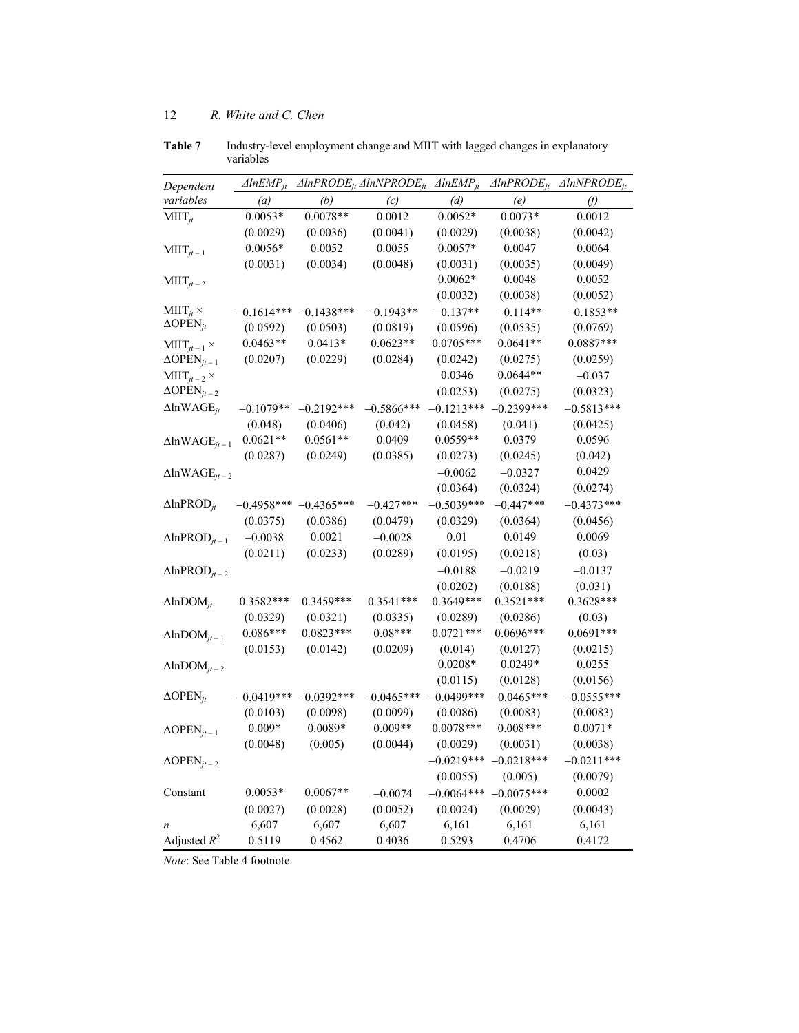**Table 7** Industry-level employment change and MIIT with lagged changes in explanatory variables

| Dependent variables | $\Delta lnEMP_{jt}$ (a) | $\Delta lnPRODE_{jt}$ (b) | $\Delta lnNPRODE_{jt}$ (c) | $\Delta lnEMP_{jt}$ (d) | $\Delta lnPRODE_{jt}$ (e) | $\Delta lnNPRODE_{jt}$ (f) |
|---|---|---|---|---|---|---|
| $MIIT_{jt}$ | 0.0053* | 0.0078** | 0.0012 | 0.0052* | 0.0073* | 0.0012 |
| | (0.0029) | (0.0036) | (0.0041) | (0.0029) | (0.0038) | (0.0042) |
| $MIIT_{jt-1}$ | 0.0056* | 0.0052 | 0.0055 | 0.0057* | 0.0047 | 0.0064 |
| | (0.0031) | (0.0034) | (0.0048) | (0.0031) | (0.0035) | (0.0049) |
| $MIIT_{jt-2}$ | | | | 0.0062* | 0.0048 | 0.0052 |
| | | | | (0.0032) | (0.0038) | (0.0052) |
| $MIIT_{jt} \times \Delta OPEN_{jt}$ | −0.1614*** | −0.1438*** | −0.1943** | −0.137** | −0.114** | −0.1853** |
| | (0.0592) | (0.0503) | (0.0819) | (0.0596) | (0.0535) | (0.0769) |
| $MIIT_{jt-1} \times \Delta OPEN_{jt-1}$ | 0.0463** | 0.0413* | 0.0623** | 0.0705*** | 0.0641** | 0.0887*** |
| | (0.0207) | (0.0229) | (0.0284) | (0.0242) | (0.0275) | (0.0259) |
| $MIIT_{jt-2} \times \Delta OPEN_{jt-2}$ | | | | 0.0346 | 0.0644** | −0.037 |
| | | | | (0.0253) | (0.0275) | (0.0323) |
| $\Delta lnWAGE_{jt}$ | −0.1079** | −0.2192*** | −0.5866*** | −0.1213*** | −0.2399*** | −0.5813*** |
| | (0.048) | (0.0406) | (0.042) | (0.0458) | (0.041) | (0.0425) |
| $\Delta lnWAGE_{jt-1}$ | 0.0621** | 0.0561** | 0.0409 | 0.0559** | 0.0379 | 0.0596 |
| | (0.0287) | (0.0249) | (0.0385) | (0.0273) | (0.0245) | (0.042) |
| $\Delta lnWAGE_{jt-2}$ | | | | −0.0062 | −0.0327 | 0.0429 |
| | | | | (0.0364) | (0.0324) | (0.0274) |
| $\Delta lnPROD_{jt}$ | −0.4958*** | −0.4365*** | −0.427*** | −0.5039*** | −0.447*** | −0.4373*** |
| | (0.0375) | (0.0386) | (0.0479) | (0.0329) | (0.0364) | (0.0456) |
| $\Delta lnPROD_{jt-1}$ | −0.0038 | 0.0021 | −0.0028 | 0.01 | 0.0149 | 0.0069 |
| | (0.0211) | (0.0233) | (0.0289) | (0.0195) | (0.0218) | (0.03) |
| $\Delta lnPROD_{jt-2}$ | | | | −0.0188 | −0.0219 | −0.0137 |
| | | | | (0.0202) | (0.0188) | (0.031) |
| $\Delta lnDOM_{jt}$ | 0.3582*** | 0.3459*** | 0.3541*** | 0.3649*** | 0.3521*** | 0.3628*** |
| | (0.0329) | (0.0321) | (0.0335) | (0.0289) | (0.0286) | (0.03) |
| $\Delta lnDOM_{jt-1}$ | 0.086*** | 0.0823*** | 0.08*** | 0.0721*** | 0.0696*** | 0.0691*** |
| | (0.0153) | (0.0142) | (0.0209) | (0.014) | (0.0127) | (0.0215) |
| $\Delta lnDOM_{jt-2}$ | | | | 0.0208* | 0.0249* | 0.0255 |
| | | | | (0.0115) | (0.0128) | (0.0156) |
| $\Delta OPEN_{jt}$ | −0.0419*** | −0.0392*** | −0.0465*** | −0.0499*** | −0.0465*** | −0.0555*** |
| | (0.0103) | (0.0098) | (0.0099) | (0.0086) | (0.0083) | (0.0083) |
| $\Delta OPEN_{jt-1}$ | 0.009* | 0.0089* | 0.009** | 0.0078*** | 0.008*** | 0.0071* |
| | (0.0048) | (0.005) | (0.0044) | (0.0029) | (0.0031) | (0.0038) |
| $\Delta OPEN_{jt-2}$ | | | | −0.0219*** | −0.0218*** | −0.0211*** |
| | | | | (0.0055) | (0.005) | (0.0079) |
| Constant | 0.0053* | 0.0067** | −0.0074 | −0.0064*** | −0.0075*** | 0.0002 |
| | (0.0027) | (0.0028) | (0.0052) | (0.0024) | (0.0029) | (0.0043) |
| $n$ | 6,607 | 6,607 | 6,607 | 6,161 | 6,161 | 6,161 |
| Adjusted $R^2$ | 0.5119 | 0.4562 | 0.4036 | 0.5293 | 0.4706 | 0.4172 |

*Note*: See Table 4 footnote.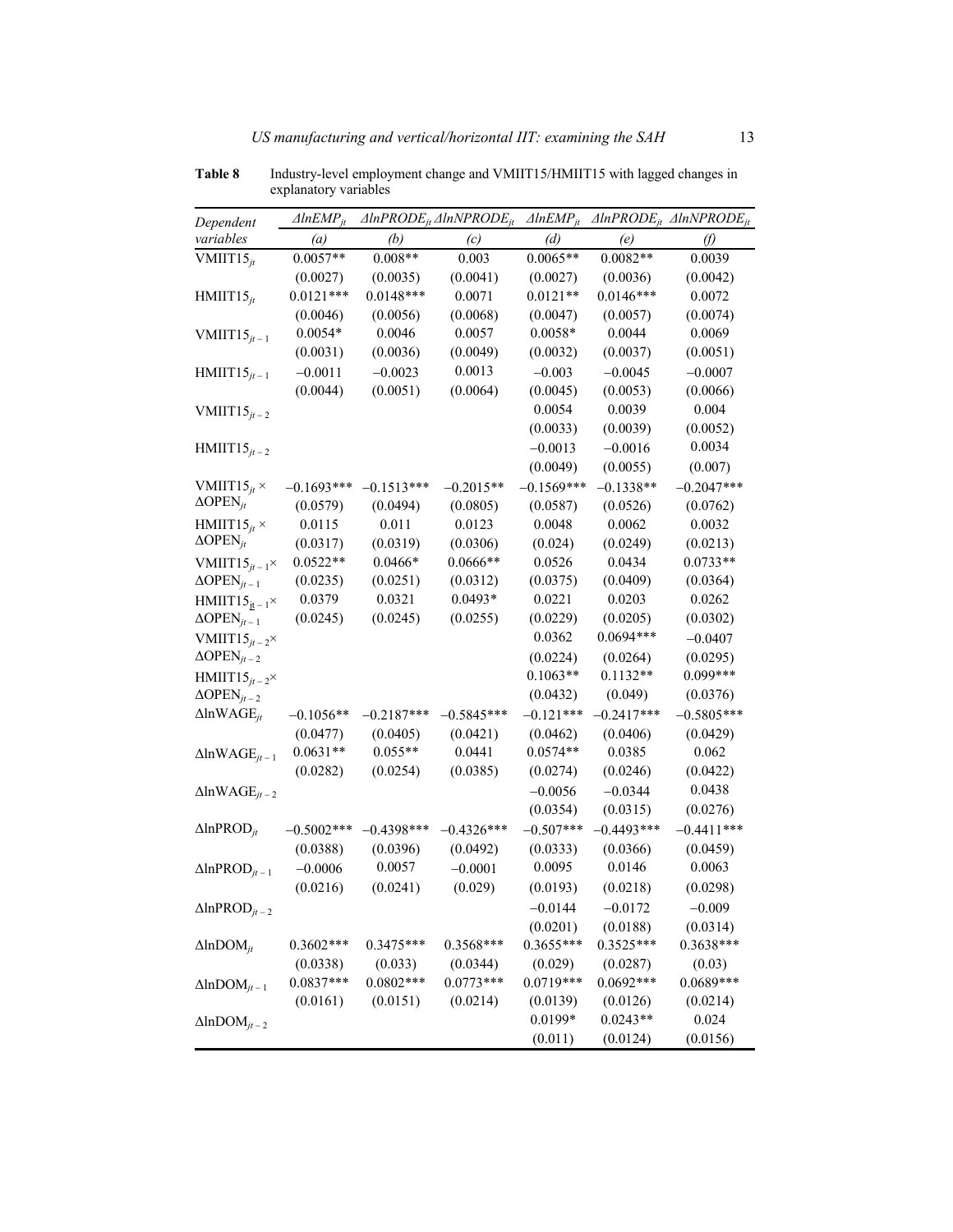**Table 8** Industry-level employment change and VMIIT15/HMIIT15 with lagged changes in explanatory variables

| Dependent variables | $\Delta lnEMP_{jt}$ | $\Delta lnPRODE_{jt}$ | $\Delta lnNPRODE_{jt}$ | $\Delta lnEMP_{jt}$ | $\Delta lnPRODE_{jt}$ | $\Delta lnNPRODE_{jt}$ |
|---|---|---|---|---|---|---|
| | *(a)* | *(b)* | *(c)* | *(d)* | *(e)* | *(f)* |
| $VMIIT15_{jt}$ | 0.0057** | 0.008** | 0.003 | 0.0065** | 0.0082** | 0.0039 |
| | (0.0027) | (0.0035) | (0.0041) | (0.0027) | (0.0036) | (0.0042) |
| $HMIIT15_{jt}$ | 0.0121*** | 0.0148*** | 0.0071 | 0.0121** | 0.0146*** | 0.0072 |
| | (0.0046) | (0.0056) | (0.0068) | (0.0047) | (0.0057) | (0.0074) |
| $VMIIT15_{jt-1}$ | 0.0054* | 0.0046 | 0.0057 | 0.0058* | 0.0044 | 0.0069 |
| | (0.0031) | (0.0036) | (0.0049) | (0.0032) | (0.0037) | (0.0051) |
| $HMIIT15_{jt-1}$ | −0.0011 | −0.0023 | 0.0013 | −0.003 | −0.0045 | −0.0007 |
| | (0.0044) | (0.0051) | (0.0064) | (0.0045) | (0.0053) | (0.0066) |
| $VMIIT15_{jt-2}$ | | | | 0.0054 | 0.0039 | 0.004 |
| | | | | (0.0033) | (0.0039) | (0.0052) |
| $HMIIT15_{jt-2}$ | | | | −0.0013 | −0.0016 | 0.0034 |
| | | | | (0.0049) | (0.0055) | (0.007) |
| $VMIIT15_{jt} \times \Delta OPEN_{jt}$ | −0.1693*** | −0.1513*** | −0.2015** | −0.1569*** | −0.1338** | −0.2047*** |
| | (0.0579) | (0.0494) | (0.0805) | (0.0587) | (0.0526) | (0.0762) |
| $HMIIT15_{jt} \times \Delta OPEN_{jt}$ | 0.0115 | 0.011 | 0.0123 | 0.0048 | 0.0062 | 0.0032 |
| | (0.0317) | (0.0319) | (0.0306) | (0.024) | (0.0249) | (0.0213) |
| $VMIIT15_{jt-1} \times \Delta OPEN_{jt-1}$ | 0.0522** | 0.0466* | 0.0666** | 0.0526 | 0.0434 | 0.0733** |
| | (0.0235) | (0.0251) | (0.0312) | (0.0375) | (0.0409) | (0.0364) |
| $HMIIT15_{jt-1} \times \Delta OPEN_{jt-1}$ | 0.0379 | 0.0321 | 0.0493* | 0.0221 | 0.0203 | 0.0262 |
| | (0.0245) | (0.0245) | (0.0255) | (0.0229) | (0.0205) | (0.0302) |
| $VMIIT15_{jt-2} \times \Delta OPEN_{jt-2}$ | | | | 0.0362 | 0.0694*** | −0.0407 |
| | | | | (0.0224) | (0.0264) | (0.0295) |
| $HMIIT15_{jt-2} \times \Delta OPEN_{jt-2}$ | | | | 0.1063** | 0.1132** | 0.099*** |
| | | | | (0.0432) | (0.049) | (0.0376) |
| $\Delta lnWAGE_{jt}$ | −0.1056** | −0.2187*** | −0.5845*** | −0.121*** | −0.2417*** | −0.5805*** |
| | (0.0477) | (0.0405) | (0.0421) | (0.0462) | (0.0406) | (0.0429) |
| $\Delta lnWAGE_{jt-1}$ | 0.0631** | 0.055** | 0.0441 | 0.0574** | 0.0385 | 0.062 |
| | (0.0282) | (0.0254) | (0.0385) | (0.0274) | (0.0246) | (0.0422) |
| $\Delta lnWAGE_{jt-2}$ | | | | −0.0056 | −0.0344 | 0.0438 |
| | | | | (0.0354) | (0.0315) | (0.0276) |
| $\Delta lnPROD_{jt}$ | −0.5002*** | −0.4398*** | −0.4326*** | −0.507*** | −0.4493*** | −0.4411*** |
| | (0.0388) | (0.0396) | (0.0492) | (0.0333) | (0.0366) | (0.0459) |
| $\Delta lnPROD_{jt-1}$ | −0.0006 | 0.0057 | −0.0001 | 0.0095 | 0.0146 | 0.0063 |
| | (0.0216) | (0.0241) | (0.029) | (0.0193) | (0.0218) | (0.0298) |
| $\Delta lnPROD_{jt-2}$ | | | | −0.0144 | −0.0172 | −0.009 |
| | | | | (0.0201) | (0.0188) | (0.0314) |
| $\Delta lnDOM_{jt}$ | 0.3602*** | 0.3475*** | 0.3568*** | 0.3655*** | 0.3525*** | 0.3638*** |
| | (0.0338) | (0.033) | (0.0344) | (0.029) | (0.0287) | (0.03) |
| $\Delta lnDOM_{jt-1}$ | 0.0837*** | 0.0802*** | 0.0773*** | 0.0719*** | 0.0692*** | 0.0689*** |
| | (0.0161) | (0.0151) | (0.0214) | (0.0139) | (0.0126) | (0.0214) |
| $\Delta lnDOM_{jt-2}$ | | | | 0.0199* | 0.0243** | 0.024 |
| | | | | (0.011) | (0.0124) | (0.0156) |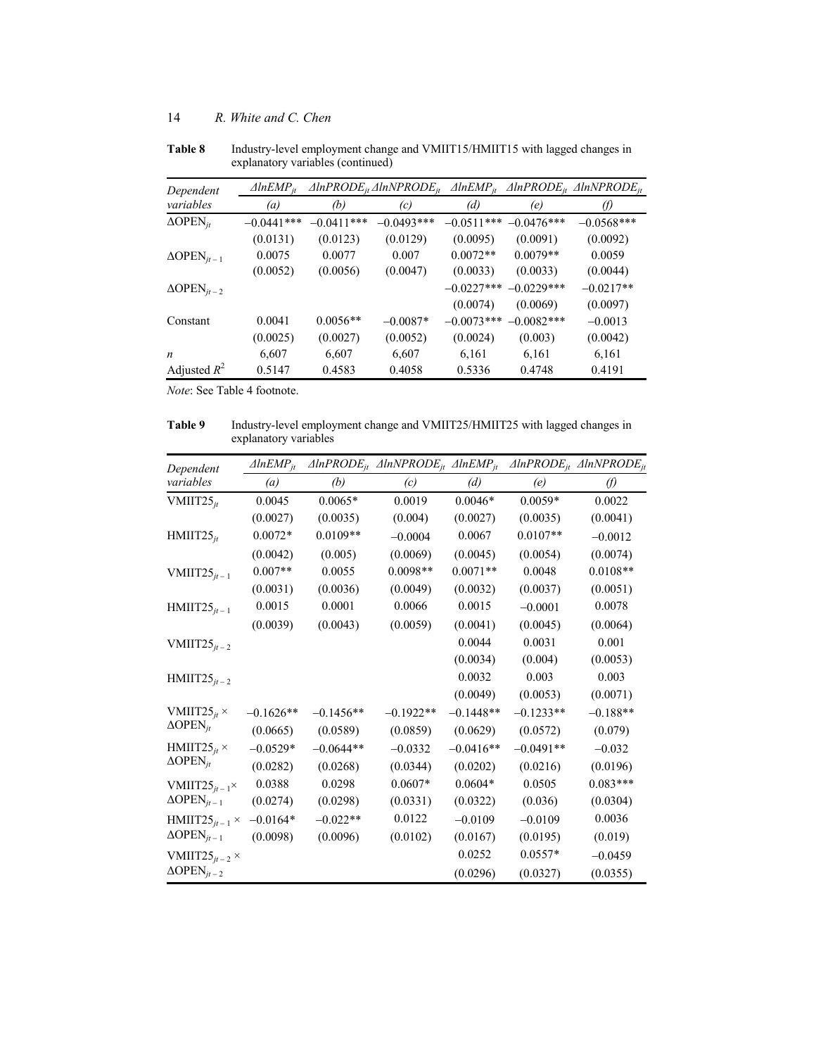**Table 8** Industry-level employment change and VMIIT15/HMIIT15 with lagged changes in explanatory variables (continued)

| Dependent variables | $\Delta lnEMP_{jt}$ (a) | $\Delta lnPRODE_{jt}$ (b) | $\Delta lnNPRODE_{jt}$ (c) | $\Delta lnEMP_{jt}$ (d) | $\Delta lnPRODE_{jt}$ (e) | $\Delta lnNPRODE_{jt}$ (f) |
|---|---|---|---|---|---|---|
| $\Delta OPEN_{jt}$ | −0.0441*** | −0.0411*** | −0.0493*** | −0.0511*** | −0.0476*** | −0.0568*** |
| | (0.0131) | (0.0123) | (0.0129) | (0.0095) | (0.0091) | (0.0092) |
| $\Delta OPEN_{jt-1}$ | 0.0075 | 0.0077 | 0.007 | 0.0072** | 0.0079** | 0.0059 |
| | (0.0052) | (0.0056) | (0.0047) | (0.0033) | (0.0033) | (0.0044) |
| $\Delta OPEN_{jt-2}$ | | | | −0.0227*** | −0.0229*** | −0.0217** |
| | | | | (0.0074) | (0.0069) | (0.0097) |
| Constant | 0.0041 | 0.0056** | −0.0087* | −0.0073*** | −0.0082*** | −0.0013 |
| | (0.0025) | (0.0027) | (0.0052) | (0.0024) | (0.003) | (0.0042) |
| $n$ | 6,607 | 6,607 | 6,607 | 6,161 | 6,161 | 6,161 |
| Adjusted $R^2$ | 0.5147 | 0.4583 | 0.4058 | 0.5336 | 0.4748 | 0.4191 |

*Note*: See Table 4 footnote.

**Table 9** Industry-level employment change and VMIIT25/HMIIT25 with lagged changes in explanatory variables

| Dependent variables | $\Delta lnEMP_{jt}$ (a) | $\Delta lnPRODE_{jt}$ (b) | $\Delta lnNPRODE_{jt}$ (c) | $\Delta lnEMP_{jt}$ (d) | $\Delta lnPRODE_{jt}$ (e) | $\Delta lnNPRODE_{jt}$ (f) |
|---|---|---|---|---|---|---|
| $VMIIT25_{jt}$ | 0.0045 | 0.0065* | 0.0019 | 0.0046* | 0.0059* | 0.0022 |
| | (0.0027) | (0.0035) | (0.004) | (0.0027) | (0.0035) | (0.0041) |
| $HMIIT25_{jt}$ | 0.0072* | 0.0109** | −0.0004 | 0.0067 | 0.0107** | −0.0012 |
| | (0.0042) | (0.005) | (0.0069) | (0.0045) | (0.0054) | (0.0074) |
| $VMIIT25_{jt-1}$ | 0.007** | 0.0055 | 0.0098** | 0.0071** | 0.0048 | 0.0108** |
| | (0.0031) | (0.0036) | (0.0049) | (0.0032) | (0.0037) | (0.0051) |
| $HMIIT25_{jt-1}$ | 0.0015 | 0.0001 | 0.0066 | 0.0015 | −0.0001 | 0.0078 |
| | (0.0039) | (0.0043) | (0.0059) | (0.0041) | (0.0045) | (0.0064) |
| $VMIIT25_{jt-2}$ | | | | 0.0044 | 0.0031 | 0.001 |
| | | | | (0.0034) | (0.004) | (0.0053) |
| $HMIIT25_{jt-2}$ | | | | 0.0032 | 0.003 | 0.003 |
| | | | | (0.0049) | (0.0053) | (0.0071) |
| $VMIIT25_{jt} \times \Delta OPEN_{jt}$ | −0.1626** | −0.1456** | −0.1922** | −0.1448** | −0.1233** | −0.188** |
| | (0.0665) | (0.0589) | (0.0859) | (0.0629) | (0.0572) | (0.079) |
| $HMIIT25_{jt} \times \Delta OPEN_{jt}$ | −0.0529* | −0.0644** | −0.0332 | −0.0416** | −0.0491** | −0.032 |
| | (0.0282) | (0.0268) | (0.0344) | (0.0202) | (0.0216) | (0.0196) |
| $VMIIT25_{jt-1} \times \Delta OPEN_{jt-1}$ | 0.0388 | 0.0298 | 0.0607* | 0.0604* | 0.0505 | 0.083*** |
| | (0.0274) | (0.0298) | (0.0331) | (0.0322) | (0.036) | (0.0304) |
| $HMIIT25_{jt-1} \times \Delta OPEN_{jt-1}$ | −0.0164* | −0.022** | 0.0122 | −0.0109 | −0.0109 | 0.0036 |
| | (0.0098) | (0.0096) | (0.0102) | (0.0167) | (0.0195) | (0.019) |
| $VMIIT25_{jt-2} \times \Delta OPEN_{jt-2}$ | | | | 0.0252 | 0.0557* | −0.0459 |
| | | | | (0.0296) | (0.0327) | (0.0355) |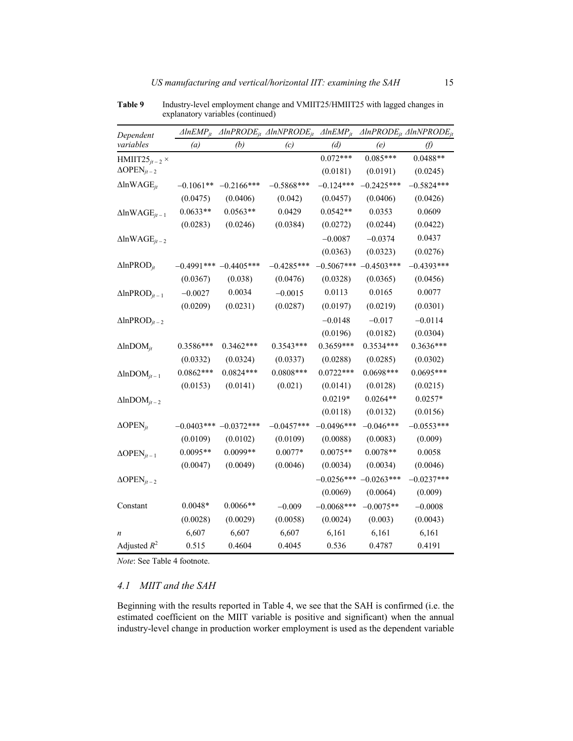**Table 9** Industry-level employment change and VMIIT25/HMIIT25 with lagged changes in explanatory variables (continued)

| *Dependent variables* | $\Delta lnEMP_{jt}$ *(a)* | $\Delta lnPRODE_{jt}$ *(b)* | $\Delta lnNPRODE_{jt}$ *(c)* | $\Delta lnEMP_{jt}$ *(d)* | $\Delta lnPRODE_{jt}$ *(e)* | $\Delta lnNPRODE_{jt}$ *(f)* |
|---|---|---|---|---|---|---|
| $\text{HMIIT25}_{jt-2} \times \Delta\text{OPEN}_{jt-2}$ | | | | 0.072*** | 0.085*** | 0.0488** |
| | | | | (0.0181) | (0.0191) | (0.0245) |
| $\Delta\text{lnWAGE}_{jt}$ | −0.1061** | −0.2166*** | −0.5868*** | −0.124*** | −0.2425*** | −0.5824*** |
| | (0.0475) | (0.0406) | (0.042) | (0.0457) | (0.0406) | (0.0426) |
| $\Delta\text{lnWAGE}_{jt-1}$ | 0.0633** | 0.0563** | 0.0429 | 0.0542** | 0.0353 | 0.0609 |
| | (0.0283) | (0.0246) | (0.0384) | (0.0272) | (0.0244) | (0.0422) |
| $\Delta\text{lnWAGE}_{jt-2}$ | | | | −0.0087 | −0.0374 | 0.0437 |
| | | | | (0.0363) | (0.0323) | (0.0276) |
| $\Delta\text{lnPROD}_{jt}$ | −0.4991*** | −0.4405*** | −0.4285*** | −0.5067*** | −0.4503*** | −0.4393*** |
| | (0.0367) | (0.038) | (0.0476) | (0.0328) | (0.0365) | (0.0456) |
| $\Delta\text{lnPROD}_{jt-1}$ | −0.0027 | 0.0034 | −0.0015 | 0.0113 | 0.0165 | 0.0077 |
| | (0.0209) | (0.0231) | (0.0287) | (0.0197) | (0.0219) | (0.0301) |
| $\Delta\text{lnPROD}_{jt-2}$ | | | | −0.0148 | −0.017 | −0.0114 |
| | | | | (0.0196) | (0.0182) | (0.0304) |
| $\Delta\text{lnDOM}_{jt}$ | 0.3586*** | 0.3462*** | 0.3543*** | 0.3659*** | 0.3534*** | 0.3636*** |
| | (0.0332) | (0.0324) | (0.0337) | (0.0288) | (0.0285) | (0.0302) |
| $\Delta\text{lnDOM}_{jt-1}$ | 0.0862*** | 0.0824*** | 0.0808*** | 0.0722*** | 0.0698*** | 0.0695*** |
| | (0.0153) | (0.0141) | (0.021) | (0.0141) | (0.0128) | (0.0215) |
| $\Delta\text{lnDOM}_{jt-2}$ | | | | 0.0219* | 0.0264** | 0.0257* |
| | | | | (0.0118) | (0.0132) | (0.0156) |
| $\Delta\text{OPEN}_{jt}$ | −0.0403*** | −0.0372*** | −0.0457*** | −0.0496*** | −0.046*** | −0.0553*** |
| | (0.0109) | (0.0102) | (0.0109) | (0.0088) | (0.0083) | (0.009) |
| $\Delta\text{OPEN}_{jt-1}$ | 0.0095** | 0.0099** | 0.0077* | 0.0075** | 0.0078** | 0.0058 |
| | (0.0047) | (0.0049) | (0.0046) | (0.0034) | (0.0034) | (0.0046) |
| $\Delta\text{OPEN}_{jt-2}$ | | | | −0.0256*** | −0.0263*** | −0.0237*** |
| | | | | (0.0069) | (0.0064) | (0.009) |
| Constant | 0.0048* | 0.0066** | −0.009 | −0.0068*** | −0.0075** | −0.0008 |
| | (0.0028) | (0.0029) | (0.0058) | (0.0024) | (0.003) | (0.0043) |
| $n$ | 6,607 | 6,607 | 6,607 | 6,161 | 6,161 | 6,161 |
| Adjusted $R^2$ | 0.515 | 0.4604 | 0.4045 | 0.536 | 0.4787 | 0.4191 |

*Note*: See Table 4 footnote.

### 4.1 MIIT and the SAH

Beginning with the results reported in Table 4, we see that the SAH is confirmed (i.e. the estimated coefficient on the MIIT variable is positive and significant) when the annual industry-level change in production worker employment is used as the dependent variable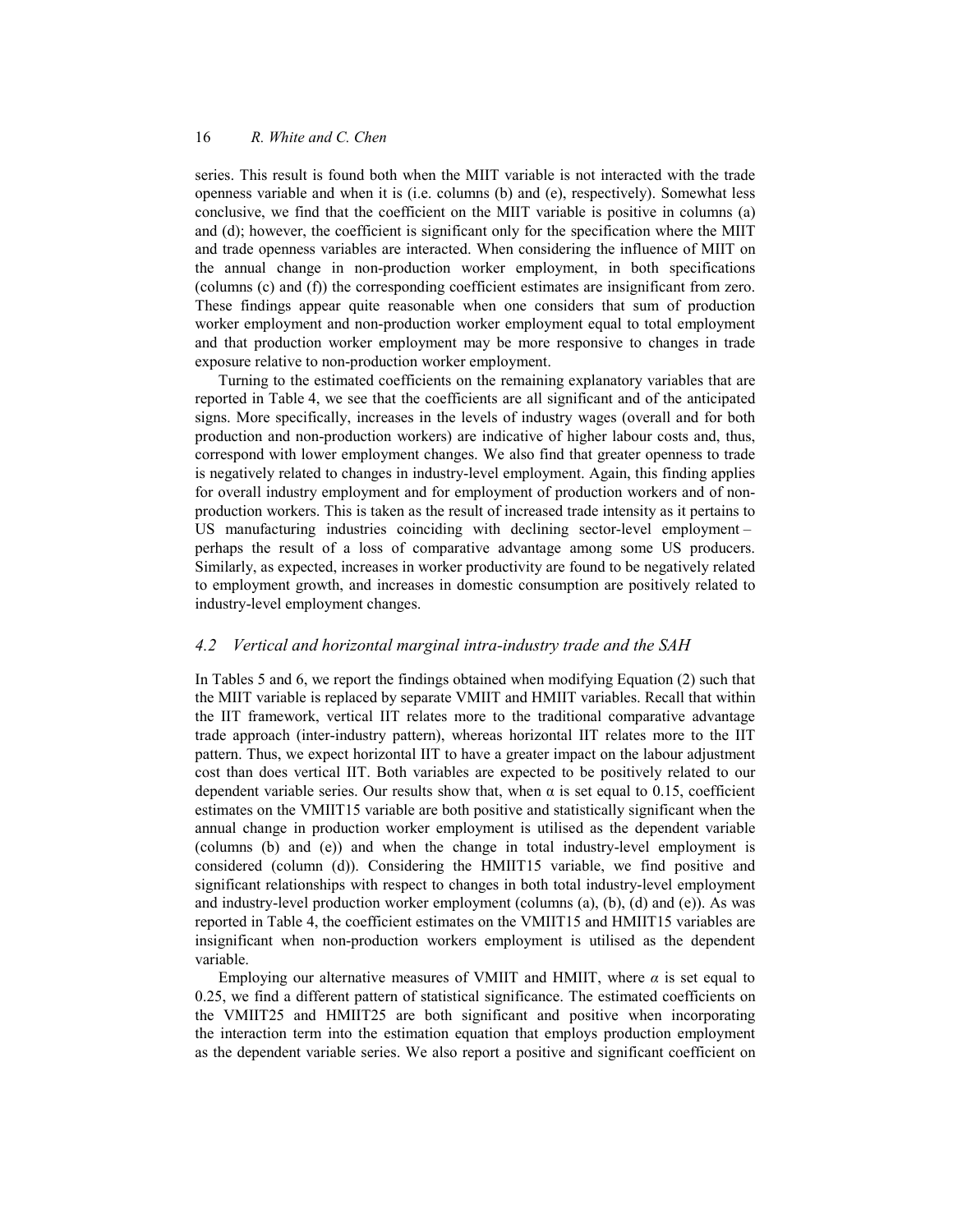series. This result is found both when the MIIT variable is not interacted with the trade openness variable and when it is (i.e. columns (b) and (e), respectively). Somewhat less conclusive, we find that the coefficient on the MIIT variable is positive in columns (a) and (d); however, the coefficient is significant only for the specification where the MIIT and trade openness variables are interacted. When considering the influence of MIIT on the annual change in non-production worker employment, in both specifications (columns (c) and (f)) the corresponding coefficient estimates are insignificant from zero. These findings appear quite reasonable when one considers that sum of production worker employment and non-production worker employment equal to total employment and that production worker employment may be more responsive to changes in trade exposure relative to non-production worker employment.

Turning to the estimated coefficients on the remaining explanatory variables that are reported in Table 4, we see that the coefficients are all significant and of the anticipated signs. More specifically, increases in the levels of industry wages (overall and for both production and non-production workers) are indicative of higher labour costs and, thus, correspond with lower employment changes. We also find that greater openness to trade is negatively related to changes in industry-level employment. Again, this finding applies for overall industry employment and for employment of production workers and of non-production workers. This is taken as the result of increased trade intensity as it pertains to US manufacturing industries coinciding with declining sector-level employment – perhaps the result of a loss of comparative advantage among some US producers. Similarly, as expected, increases in worker productivity are found to be negatively related to employment growth, and increases in domestic consumption are positively related to industry-level employment changes.

## 4.2 Vertical and horizontal marginal intra-industry trade and the SAH

In Tables 5 and 6, we report the findings obtained when modifying Equation (2) such that the MIIT variable is replaced by separate VMIIT and HMIIT variables. Recall that within the IIT framework, vertical IIT relates more to the traditional comparative advantage trade approach (inter-industry pattern), whereas horizontal IIT relates more to the IIT pattern. Thus, we expect horizontal IIT to have a greater impact on the labour adjustment cost than does vertical IIT. Both variables are expected to be positively related to our dependent variable series. Our results show that, when $\alpha$ is set equal to 0.15, coefficient estimates on the VMIIT15 variable are both positive and statistically significant when the annual change in production worker employment is utilised as the dependent variable (columns (b) and (e)) and when the change in total industry-level employment is considered (column (d)). Considering the HMIIT15 variable, we find positive and significant relationships with respect to changes in both total industry-level employment and industry-level production worker employment (columns (a), (b), (d) and (e)). As was reported in Table 4, the coefficient estimates on the VMIIT15 and HMIIT15 variables are insignificant when non-production workers employment is utilised as the dependent variable.

Employing our alternative measures of VMIIT and HMIIT, where $\alpha$ is set equal to 0.25, we find a different pattern of statistical significance. The estimated coefficients on the VMIIT25 and HMIIT25 are both significant and positive when incorporating the interaction term into the estimation equation that employs production employment as the dependent variable series. We also report a positive and significant coefficient on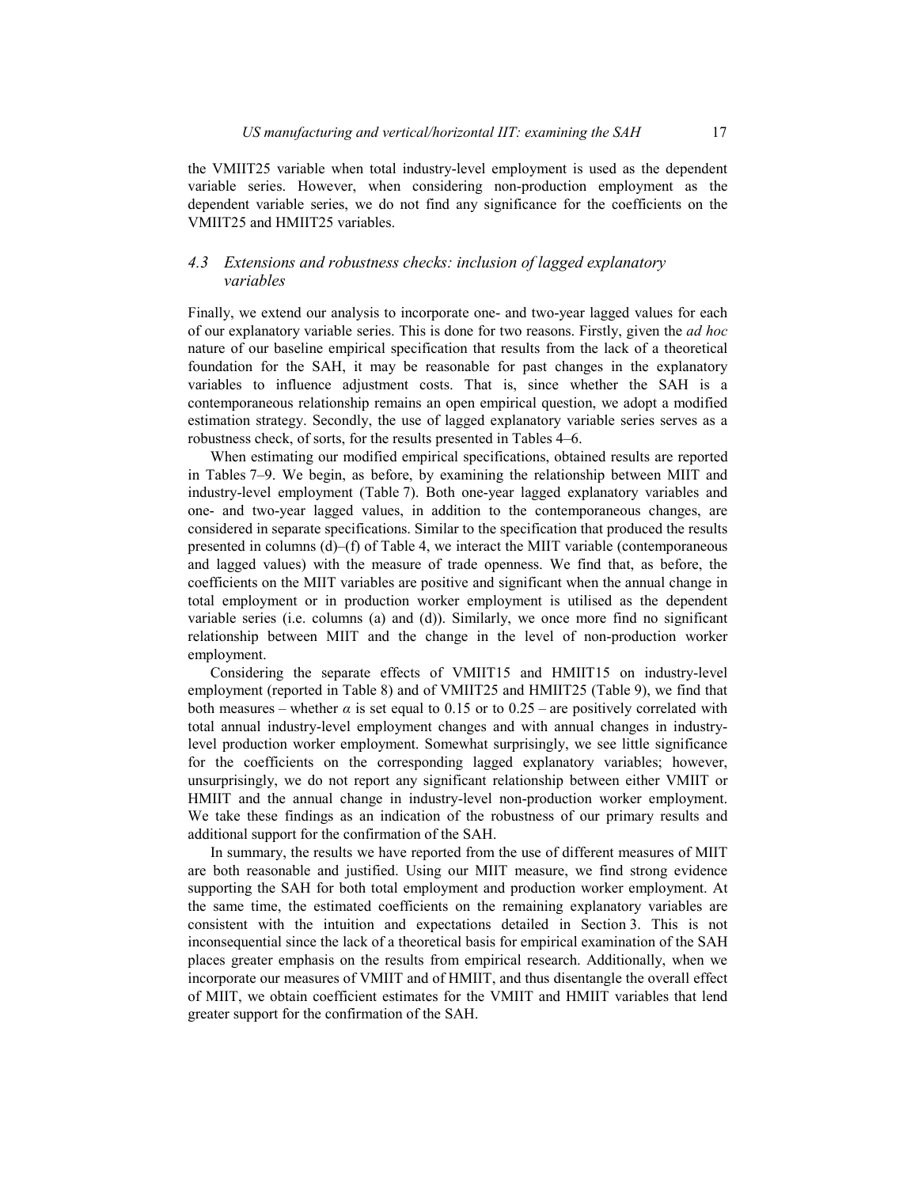the VMIIT25 variable when total industry-level employment is used as the dependent variable series. However, when considering non-production employment as the dependent variable series, we do not find any significance for the coefficients on the VMIIT25 and HMIIT25 variables.

### *4.3 Extensions and robustness checks: inclusion of lagged explanatory variables*

Finally, we extend our analysis to incorporate one- and two-year lagged values for each of our explanatory variable series. This is done for two reasons. Firstly, given the *ad hoc* nature of our baseline empirical specification that results from the lack of a theoretical foundation for the SAH, it may be reasonable for past changes in the explanatory variables to influence adjustment costs. That is, since whether the SAH is a contemporaneous relationship remains an open empirical question, we adopt a modified estimation strategy. Secondly, the use of lagged explanatory variable series serves as a robustness check, of sorts, for the results presented in Tables 4–6.

When estimating our modified empirical specifications, obtained results are reported in Tables 7–9. We begin, as before, by examining the relationship between MIIT and industry-level employment (Table 7). Both one-year lagged explanatory variables and one- and two-year lagged values, in addition to the contemporaneous changes, are considered in separate specifications. Similar to the specification that produced the results presented in columns (d)–(f) of Table 4, we interact the MIIT variable (contemporaneous and lagged values) with the measure of trade openness. We find that, as before, the coefficients on the MIIT variables are positive and significant when the annual change in total employment or in production worker employment is utilised as the dependent variable series (i.e. columns (a) and (d)). Similarly, we once more find no significant relationship between MIIT and the change in the level of non-production worker employment.

Considering the separate effects of VMIIT15 and HMIIT15 on industry-level employment (reported in Table 8) and of VMIIT25 and HMIIT25 (Table 9), we find that both measures – whether $\alpha$ is set equal to 0.15 or to 0.25 – are positively correlated with total annual industry-level employment changes and with annual changes in industry-level production worker employment. Somewhat surprisingly, we see little significance for the coefficients on the corresponding lagged explanatory variables; however, unsurprisingly, we do not report any significant relationship between either VMIIT or HMIIT and the annual change in industry-level non-production worker employment. We take these findings as an indication of the robustness of our primary results and additional support for the confirmation of the SAH.

In summary, the results we have reported from the use of different measures of MIIT are both reasonable and justified. Using our MIIT measure, we find strong evidence supporting the SAH for both total employment and production worker employment. At the same time, the estimated coefficients on the remaining explanatory variables are consistent with the intuition and expectations detailed in Section 3. This is not inconsequential since the lack of a theoretical basis for empirical examination of the SAH places greater emphasis on the results from empirical research. Additionally, when we incorporate our measures of VMIIT and of HMIIT, and thus disentangle the overall effect of MIIT, we obtain coefficient estimates for the VMIIT and HMIIT variables that lend greater support for the confirmation of the SAH.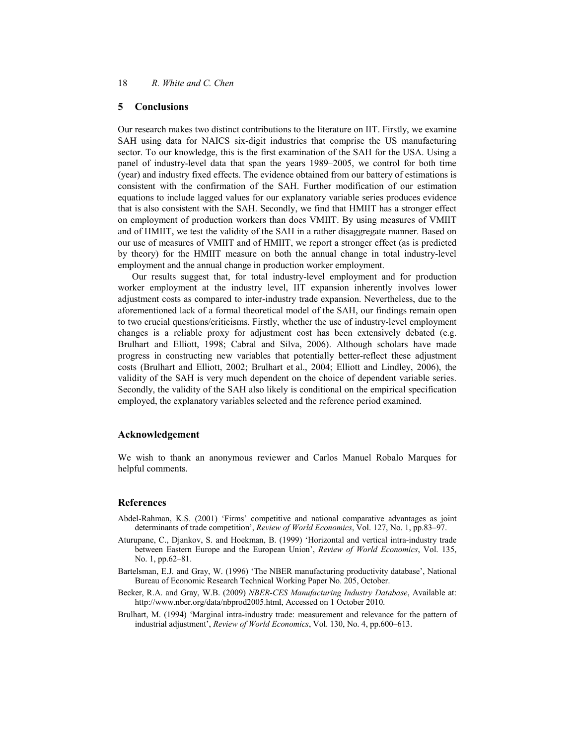## 5 Conclusions

Our research makes two distinct contributions to the literature on IIT. Firstly, we examine SAH using data for NAICS six-digit industries that comprise the US manufacturing sector. To our knowledge, this is the first examination of the SAH for the USA. Using a panel of industry-level data that span the years 1989–2005, we control for both time (year) and industry fixed effects. The evidence obtained from our battery of estimations is consistent with the confirmation of the SAH. Further modification of our estimation equations to include lagged values for our explanatory variable series produces evidence that is also consistent with the SAH. Secondly, we find that HMIIT has a stronger effect on employment of production workers than does VMIIT. By using measures of VMIIT and of HMIIT, we test the validity of the SAH in a rather disaggregate manner. Based on our use of measures of VMIIT and of HMIIT, we report a stronger effect (as is predicted by theory) for the HMIIT measure on both the annual change in total industry-level employment and the annual change in production worker employment.

Our results suggest that, for total industry-level employment and for production worker employment at the industry level, IIT expansion inherently involves lower adjustment costs as compared to inter-industry trade expansion. Nevertheless, due to the aforementioned lack of a formal theoretical model of the SAH, our findings remain open to two crucial questions/criticisms. Firstly, whether the use of industry-level employment changes is a reliable proxy for adjustment cost has been extensively debated (e.g. Brulhart and Elliott, 1998; Cabral and Silva, 2006). Although scholars have made progress in constructing new variables that potentially better-reflect these adjustment costs (Brulhart and Elliott, 2002; Brulhart et al., 2004; Elliott and Lindley, 2006), the validity of the SAH is very much dependent on the choice of dependent variable series. Secondly, the validity of the SAH also likely is conditional on the empirical specification employed, the explanatory variables selected and the reference period examined.

## Acknowledgement

We wish to thank an anonymous reviewer and Carlos Manuel Robalo Marques for helpful comments.

## References

Abdel-Rahman, K.S. (2001) 'Firms' competitive and national comparative advantages as joint determinants of trade competition', *Review of World Economics*, Vol. 127, No. 1, pp.83–97.

Aturupane, C., Djankov, S. and Hoekman, B. (1999) 'Horizontal and vertical intra-industry trade between Eastern Europe and the European Union', *Review of World Economics*, Vol. 135, No. 1, pp.62–81.

Bartelsman, E.J. and Gray, W. (1996) 'The NBER manufacturing productivity database', National Bureau of Economic Research Technical Working Paper No. 205, October.

Becker, R.A. and Gray, W.B. (2009) *NBER-CES Manufacturing Industry Database*, Available at: http://www.nber.org/data/nbprod2005.html, Accessed on 1 October 2010.

Brulhart, M. (1994) 'Marginal intra-industry trade: measurement and relevance for the pattern of industrial adjustment', *Review of World Economics*, Vol. 130, No. 4, pp.600–613.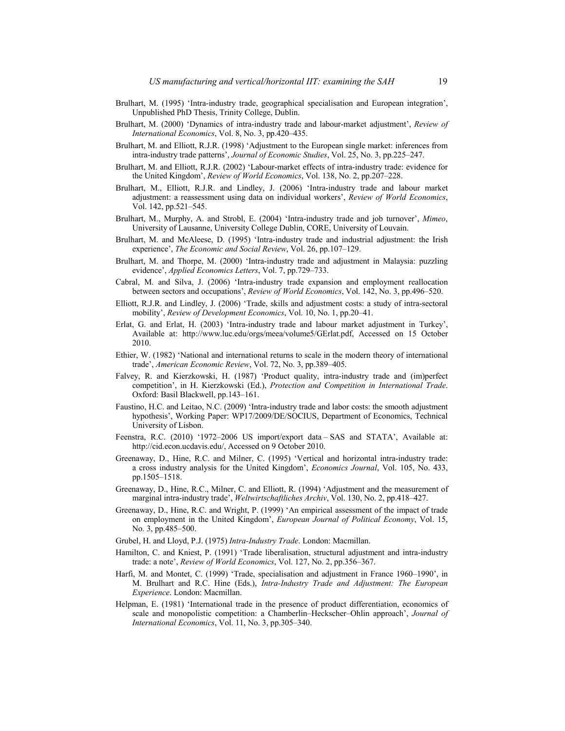Brulhart, M. (1995) 'Intra-industry trade, geographical specialisation and European integration', Unpublished PhD Thesis, Trinity College, Dublin.

Brulhart, M. (2000) 'Dynamics of intra-industry trade and labour-market adjustment', *Review of International Economics*, Vol. 8, No. 3, pp.420–435.

Brulhart, M. and Elliott, R.J.R. (1998) 'Adjustment to the European single market: inferences from intra-industry trade patterns', *Journal of Economic Studies*, Vol. 25, No. 3, pp.225–247.

Brulhart, M. and Elliott, R.J.R. (2002) 'Labour-market effects of intra-industry trade: evidence for the United Kingdom', *Review of World Economics*, Vol. 138, No. 2, pp.207–228.

Brulhart, M., Elliott, R.J.R. and Lindley, J. (2006) 'Intra-industry trade and labour market adjustment: a reassessment using data on individual workers', *Review of World Economics*, Vol. 142, pp.521–545.

Brulhart, M., Murphy, A. and Strobl, E. (2004) 'Intra-industry trade and job turnover', *Mimeo*, University of Lausanne, University College Dublin, CORE, University of Louvain.

Brulhart, M. and McAleese, D. (1995) 'Intra-industry trade and industrial adjustment: the Irish experience', *The Economic and Social Review*, Vol. 26, pp.107–129.

Brulhart, M. and Thorpe, M. (2000) 'Intra-industry trade and adjustment in Malaysia: puzzling evidence', *Applied Economics Letters*, Vol. 7, pp.729–733.

Cabral, M. and Silva, J. (2006) 'Intra-industry trade expansion and employment reallocation between sectors and occupations', *Review of World Economics*, Vol. 142, No. 3, pp.496–520.

Elliott, R.J.R. and Lindley, J. (2006) 'Trade, skills and adjustment costs: a study of intra-sectoral mobility', *Review of Development Economics*, Vol. 10, No. 1, pp.20–41.

Erlat, G. and Erlat, H. (2003) 'Intra-industry trade and labour market adjustment in Turkey', Available at: http://www.luc.edu/orgs/meea/volume5/GErlat.pdf, Accessed on 15 October 2010.

Ethier, W. (1982) 'National and international returns to scale in the modern theory of international trade', *American Economic Review*, Vol. 72, No. 3, pp.389–405.

Falvey, R. and Kierzkowski, H. (1987) 'Product quality, intra-industry trade and (im)perfect competition', in H. Kierzkowski (Ed.), *Protection and Competition in International Trade*. Oxford: Basil Blackwell, pp.143–161.

Faustino, H.C. and Leitao, N.C. (2009) 'Intra-industry trade and labor costs: the smooth adjustment hypothesis', Working Paper: WP17/2009/DE/SOCIUS, Department of Economics, Technical University of Lisbon.

Feenstra, R.C. (2010) '1972–2006 US import/export data – SAS and STATA', Available at: http://cid.econ.ucdavis.edu/, Accessed on 9 October 2010.

Greenaway, D., Hine, R.C. and Milner, C. (1995) 'Vertical and horizontal intra-industry trade: a cross industry analysis for the United Kingdom', *Economics Journal*, Vol. 105, No. 433, pp.1505–1518.

Greenaway, D., Hine, R.C., Milner, C. and Elliott, R. (1994) 'Adjustment and the measurement of marginal intra-industry trade', *Weltwirtschaftliches Archiv*, Vol. 130, No. 2, pp.418–427.

Greenaway, D., Hine, R.C. and Wright, P. (1999) 'An empirical assessment of the impact of trade on employment in the United Kingdom', *European Journal of Political Economy*, Vol. 15, No. 3, pp.485–500.

Grubel, H. and Lloyd, P.J. (1975) *Intra-Industry Trade*. London: Macmillan.

Hamilton, C. and Kniest, P. (1991) 'Trade liberalisation, structural adjustment and intra-industry trade: a note', *Review of World Economics*, Vol. 127, No. 2, pp.356–367.

Harfi, M. and Montet, C. (1999) 'Trade, specialisation and adjustment in France 1960–1990', in M. Brulhart and R.C. Hine (Eds.), *Intra-Industry Trade and Adjustment: The European Experience*. London: Macmillan.

Helpman, E. (1981) 'International trade in the presence of product differentiation, economics of scale and monopolistic competition: a Chamberlin–Heckscher–Ohlin approach', *Journal of International Economics*, Vol. 11, No. 3, pp.305–340.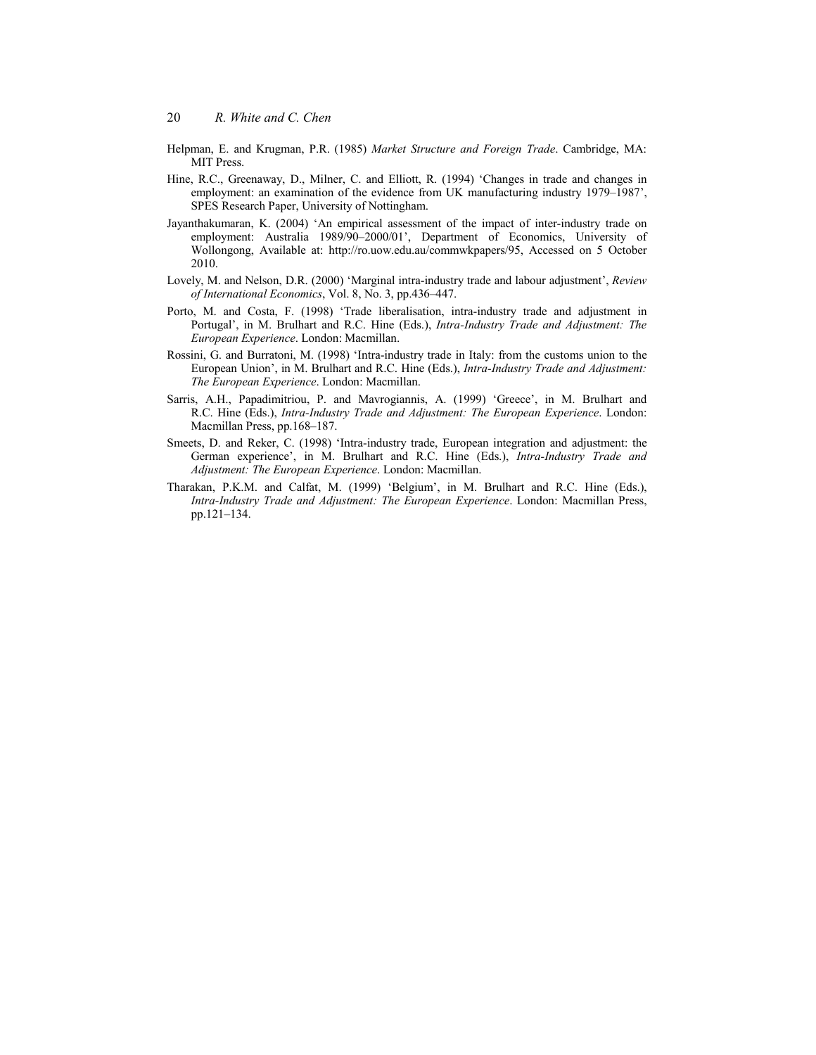Helpman, E. and Krugman, P.R. (1985) *Market Structure and Foreign Trade*. Cambridge, MA: MIT Press.

Hine, R.C., Greenaway, D., Milner, C. and Elliott, R. (1994) 'Changes in trade and changes in employment: an examination of the evidence from UK manufacturing industry 1979–1987', SPES Research Paper, University of Nottingham.

Jayanthakumaran, K. (2004) 'An empirical assessment of the impact of inter-industry trade on employment: Australia 1989/90–2000/01', Department of Economics, University of Wollongong, Available at: http://ro.uow.edu.au/commwkpapers/95, Accessed on 5 October 2010.

Lovely, M. and Nelson, D.R. (2000) 'Marginal intra-industry trade and labour adjustment', *Review of International Economics*, Vol. 8, No. 3, pp.436–447.

Porto, M. and Costa, F. (1998) 'Trade liberalisation, intra-industry trade and adjustment in Portugal', in M. Brulhart and R.C. Hine (Eds.), *Intra-Industry Trade and Adjustment: The European Experience*. London: Macmillan.

Rossini, G. and Burratoni, M. (1998) 'Intra-industry trade in Italy: from the customs union to the European Union', in M. Brulhart and R.C. Hine (Eds.), *Intra-Industry Trade and Adjustment: The European Experience*. London: Macmillan.

Sarris, A.H., Papadimitriou, P. and Mavrogiannis, A. (1999) 'Greece', in M. Brulhart and R.C. Hine (Eds.), *Intra-Industry Trade and Adjustment: The European Experience*. London: Macmillan Press, pp.168–187.

Smeets, D. and Reker, C. (1998) 'Intra-industry trade, European integration and adjustment: the German experience', in M. Brulhart and R.C. Hine (Eds.), *Intra-Industry Trade and Adjustment: The European Experience*. London: Macmillan.

Tharakan, P.K.M. and Calfat, M. (1999) 'Belgium', in M. Brulhart and R.C. Hine (Eds.), *Intra-Industry Trade and Adjustment: The European Experience*. London: Macmillan Press, pp.121–134.